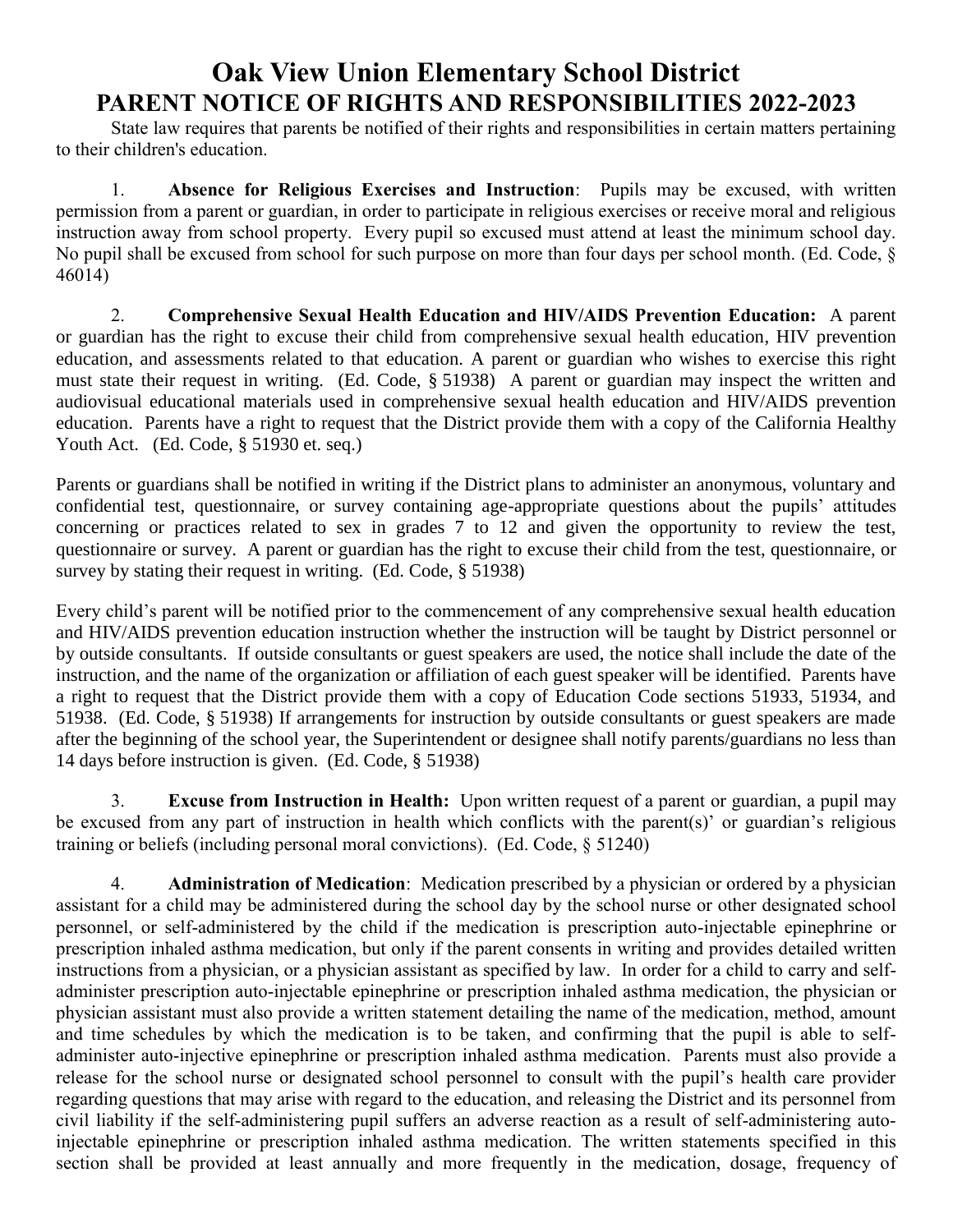# Oak View Union Elementary School District

## PARENT NOTICE OF RIGHTS AND RESPONSIBILITIES 2022-2023

State law requires that parents be notified of their rights and responsibilities in certain matters pertaining to their children's education.

1. **Absence for Religious Exercises and Instruction**: Pupils may be excused, with written permission from a parent or guardian, in order to participate in religious exercises or receive moral and religious instruction away from school property. Every pupil so excused must attend at least the minimum school day. No pupil shall be excused from school for such purpose on more than four days per school month. (Ed. Code, § 46014)

2. **Comprehensive Sexual Health Education and HIV/AIDS Prevention Education:** A parent or guardian has the right to excuse their child from comprehensive sexual health education, HIV prevention education, and assessments related to that education. A parent or guardian who wishes to exercise this right must state their request in writing. (Ed. Code, § 51938) A parent or guardian may inspect the written and audiovisual educational materials used in comprehensive sexual health education and HIV/AIDS prevention education. Parents have a right to request that the District provide them with a copy of the California Healthy Youth Act. (Ed. Code, § 51930 et. seq.)

Parents or guardians shall be notified in writing if the District plans to administer an anonymous, voluntary and confidential test, questionnaire, or survey containing age-appropriate questions about the pupils' attitudes concerning or practices related to sex in grades 7 to 12 and given the opportunity to review the test, questionnaire or survey. A parent or guardian has the right to excuse their child from the test, questionnaire, or survey by stating their request in writing. (Ed. Code, § 51938)

Every child's parent will be notified prior to the commencement of any comprehensive sexual health education and HIV/AIDS prevention education instruction whether the instruction will be taught by District personnel or by outside consultants. If outside consultants or guest speakers are used, the notice shall include the date of the instruction, and the name of the organization or affiliation of each guest speaker will be identified. Parents have a right to request that the District provide them with a copy of Education Code sections 51933, 51934, and 51938. (Ed. Code, § 51938) If arrangements for instruction by outside consultants or guest speakers are made after the beginning of the school year, the Superintendent or designee shall notify parents/guardians no less than 14 days before instruction is given. (Ed. Code, § 51938)

3. **Excuse from Instruction in Health:** Upon written request of a parent or guardian, a pupil may be excused from any part of instruction in health which conflicts with the parent(s)' or guardian's religious training or beliefs (including personal moral convictions). (Ed. Code, § 51240)

4. **Administration of Medication**: Medication prescribed by a physician or ordered by a physician assistant for a child may be administered during the school day by the school nurse or other designated school personnel, or self-administered by the child if the medication is prescription auto-injectable epinephrine or prescription inhaled asthma medication, but only if the parent consents in writing and provides detailed written instructions from a physician, or a physician assistant as specified by law. In order for a child to carry and self-administer prescription auto-injectable epinephrine or prescription inhaled asthma medication, the physician or physician assistant must also provide a written statement detailing the name of the medication, method, amount and time schedules by which the medication is to be taken, and confirming that the pupil is able to self-administer auto-injective epinephrine or prescription inhaled asthma medication. Parents must also provide a release for the school nurse or designated school personnel to consult with the pupil's health care provider regarding questions that may arise with regard to the education, and releasing the District and its personnel from civil liability if the self-administering pupil suffers an adverse reaction as a result of self-administering auto-injectable epinephrine or prescription inhaled asthma medication. The written statements specified in this section shall be provided at least annually and more frequently in the medication, dosage, frequency of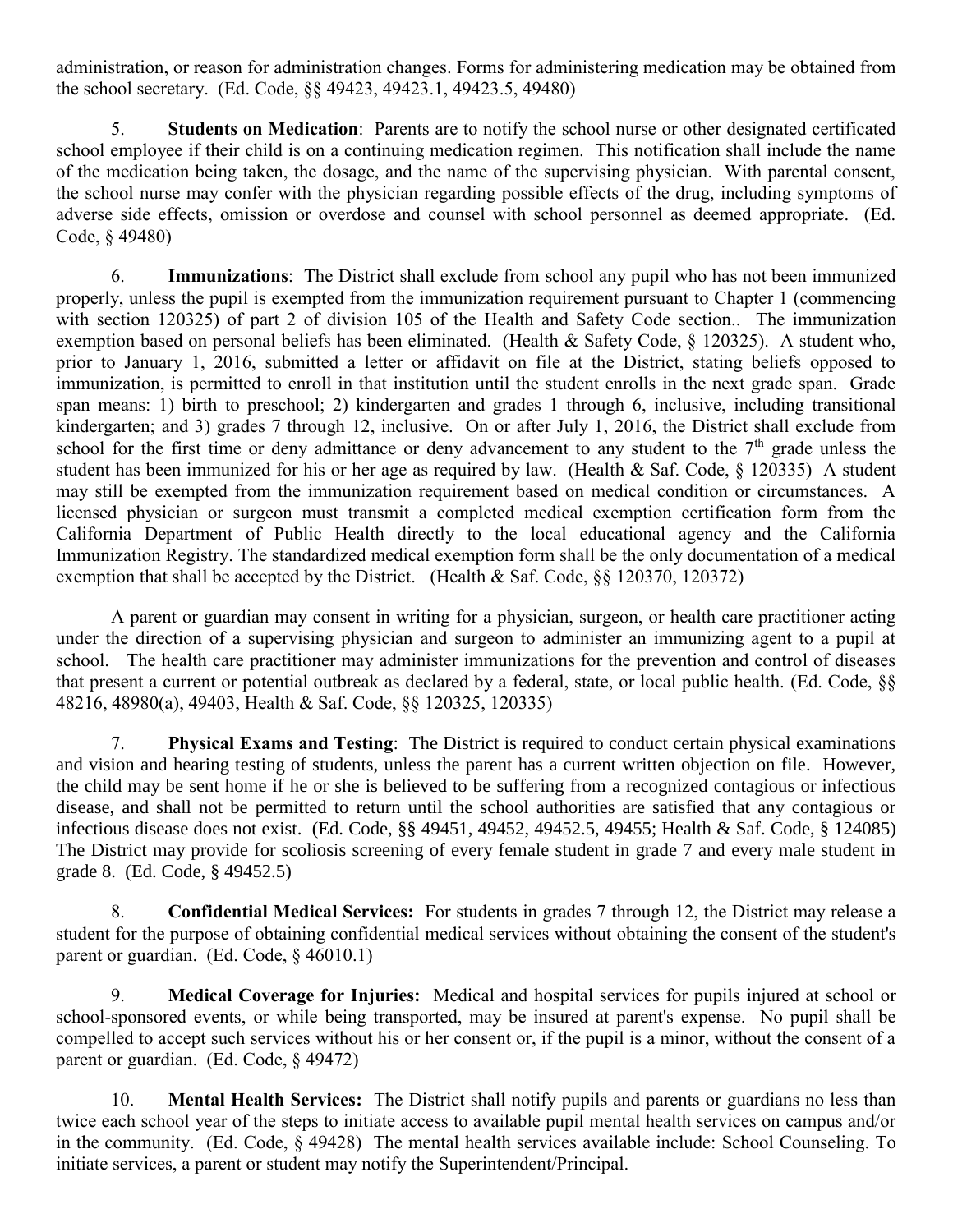administration, or reason for administration changes. Forms for administering medication may be obtained from the school secretary. (Ed. Code, §§ 49423, 49423.1, 49423.5, 49480)

5. **Students on Medication**: Parents are to notify the school nurse or other designated certificated school employee if their child is on a continuing medication regimen. This notification shall include the name of the medication being taken, the dosage, and the name of the supervising physician. With parental consent, the school nurse may confer with the physician regarding possible effects of the drug, including symptoms of adverse side effects, omission or overdose and counsel with school personnel as deemed appropriate. (Ed. Code, § 49480)

6. **Immunizations**: The District shall exclude from school any pupil who has not been immunized properly, unless the pupil is exempted from the immunization requirement pursuant to Chapter 1 (commencing with section 120325) of part 2 of division 105 of the Health and Safety Code section.. The immunization exemption based on personal beliefs has been eliminated. (Health & Safety Code, § 120325). A student who, prior to January 1, 2016, submitted a letter or affidavit on file at the District, stating beliefs opposed to immunization, is permitted to enroll in that institution until the student enrolls in the next grade span. Grade span means: 1) birth to preschool; 2) kindergarten and grades 1 through 6, inclusive, including transitional kindergarten; and 3) grades 7 through 12, inclusive. On or after July 1, 2016, the District shall exclude from school for the first time or deny admittance or deny advancement to any student to the 7th grade unless the student has been immunized for his or her age as required by law. (Health & Saf. Code, § 120335) A student may still be exempted from the immunization requirement based on medical condition or circumstances. A licensed physician or surgeon must transmit a completed medical exemption certification form from the California Department of Public Health directly to the local educational agency and the California Immunization Registry. The standardized medical exemption form shall be the only documentation of a medical exemption that shall be accepted by the District. (Health & Saf. Code, §§ 120370, 120372)

A parent or guardian may consent in writing for a physician, surgeon, or health care practitioner acting under the direction of a supervising physician and surgeon to administer an immunizing agent to a pupil at school. The health care practitioner may administer immunizations for the prevention and control of diseases that present a current or potential outbreak as declared by a federal, state, or local public health. (Ed. Code, §§ 48216, 48980(a), 49403, Health & Saf. Code, §§ 120325, 120335)

7. **Physical Exams and Testing**: The District is required to conduct certain physical examinations and vision and hearing testing of students, unless the parent has a current written objection on file. However, the child may be sent home if he or she is believed to be suffering from a recognized contagious or infectious disease, and shall not be permitted to return until the school authorities are satisfied that any contagious or infectious disease does not exist. (Ed. Code, §§ 49451, 49452, 49452.5, 49455; Health & Saf. Code, § 124085) The District may provide for scoliosis screening of every female student in grade 7 and every male student in grade 8. (Ed. Code, § 49452.5)

8. **Confidential Medical Services:** For students in grades 7 through 12, the District may release a student for the purpose of obtaining confidential medical services without obtaining the consent of the student's parent or guardian. (Ed. Code, § 46010.1)

9. **Medical Coverage for Injuries:** Medical and hospital services for pupils injured at school or school-sponsored events, or while being transported, may be insured at parent's expense. No pupil shall be compelled to accept such services without his or her consent or, if the pupil is a minor, without the consent of a parent or guardian. (Ed. Code, § 49472)

10. **Mental Health Services:** The District shall notify pupils and parents or guardians no less than twice each school year of the steps to initiate access to available pupil mental health services on campus and/or in the community. (Ed. Code, § 49428) The mental health services available include: School Counseling. To initiate services, a parent or student may notify the Superintendent/Principal.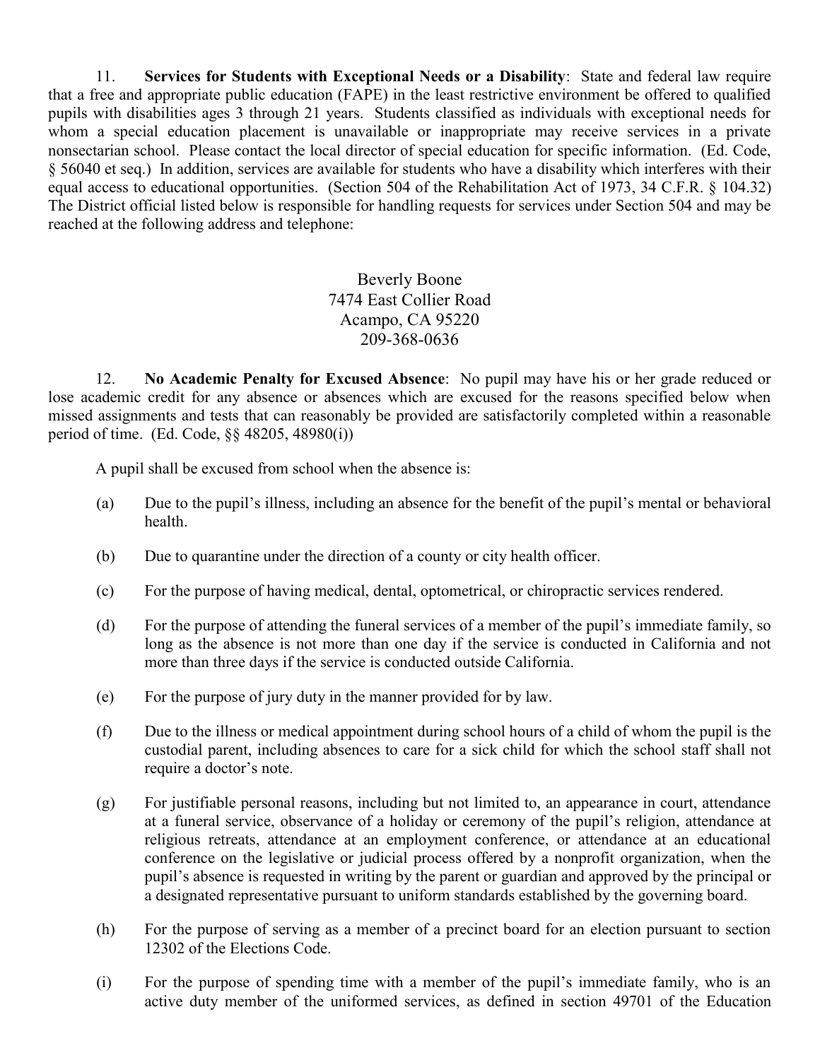11. **Services for Students with Exceptional Needs or a Disability**: State and federal law require that a free and appropriate public education (FAPE) in the least restrictive environment be offered to qualified pupils with disabilities ages 3 through 21 years. Students classified as individuals with exceptional needs for whom a special education placement is unavailable or inappropriate may receive services in a private nonsectarian school. Please contact the local director of special education for specific information. (Ed. Code, § 56040 et seq.) In addition, services are available for students who have a disability which interferes with their equal access to educational opportunities. (Section 504 of the Rehabilitation Act of 1973, 34 C.F.R. § 104.32) The District official listed below is responsible for handling requests for services under Section 504 and may be reached at the following address and telephone:

Beverly Boone
7474 East Collier Road
Acampo, CA 95220
209-368-0636

12. **No Academic Penalty for Excused Absence**: No pupil may have his or her grade reduced or lose academic credit for any absence or absences which are excused for the reasons specified below when missed assignments and tests that can reasonably be provided are satisfactorily completed within a reasonable period of time. (Ed. Code, §§ 48205, 48980(i))

A pupil shall be excused from school when the absence is:

(a) Due to the pupil's illness, including an absence for the benefit of the pupil's mental or behavioral health.

(b) Due to quarantine under the direction of a county or city health officer.

(c) For the purpose of having medical, dental, optometrical, or chiropractic services rendered.

(d) For the purpose of attending the funeral services of a member of the pupil's immediate family, so long as the absence is not more than one day if the service is conducted in California and not more than three days if the service is conducted outside California.

(e) For the purpose of jury duty in the manner provided for by law.

(f) Due to the illness or medical appointment during school hours of a child of whom the pupil is the custodial parent, including absences to care for a sick child for which the school staff shall not require a doctor's note.

(g) For justifiable personal reasons, including but not limited to, an appearance in court, attendance at a funeral service, observance of a holiday or ceremony of the pupil's religion, attendance at religious retreats, attendance at an employment conference, or attendance at an educational conference on the legislative or judicial process offered by a nonprofit organization, when the pupil's absence is requested in writing by the parent or guardian and approved by the principal or a designated representative pursuant to uniform standards established by the governing board.

(h) For the purpose of serving as a member of a precinct board for an election pursuant to section 12302 of the Elections Code.

(i) For the purpose of spending time with a member of the pupil's immediate family, who is an active duty member of the uniformed services, as defined in section 49701 of the Education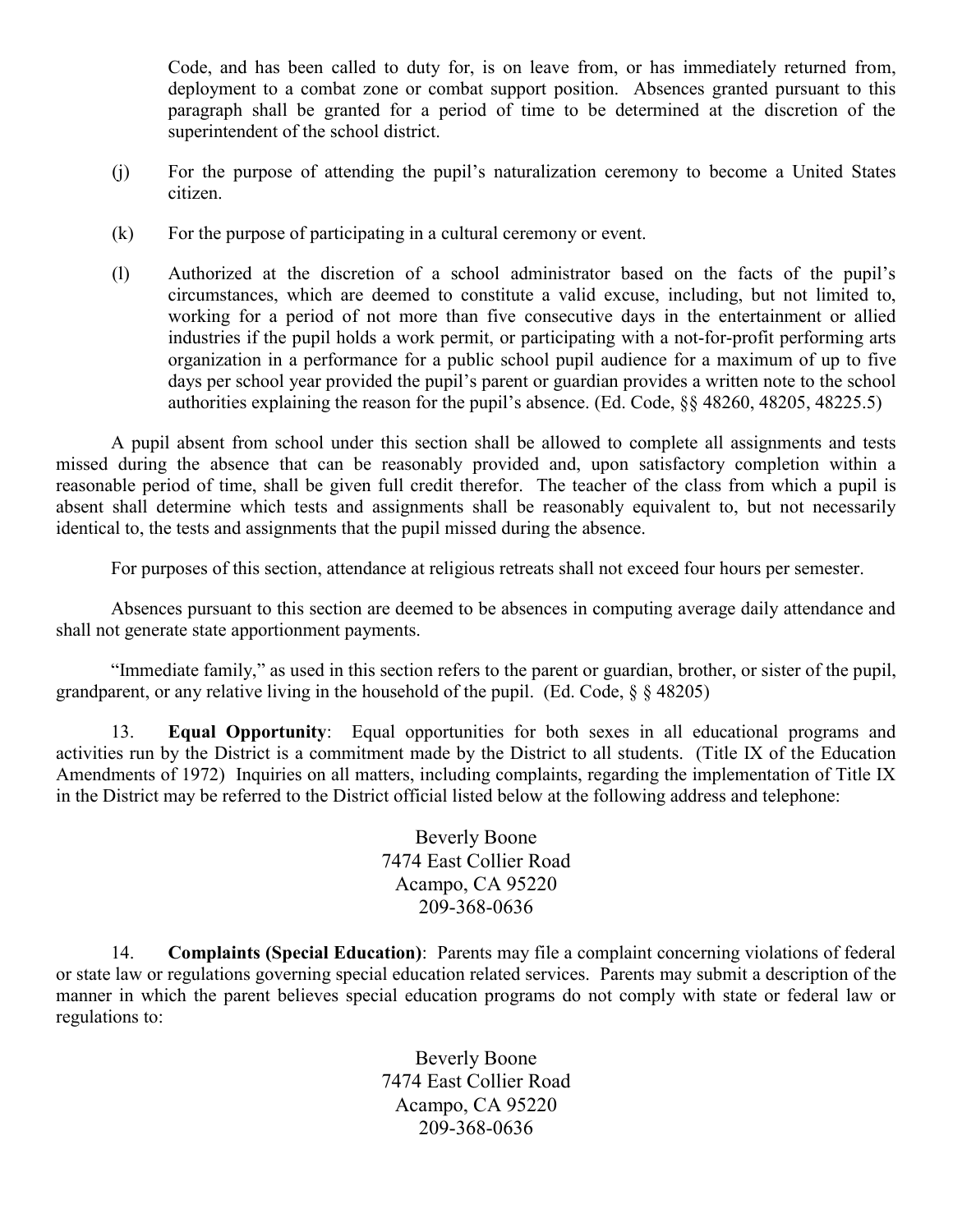Code, and has been called to duty for, is on leave from, or has immediately returned from, deployment to a combat zone or combat support position. Absences granted pursuant to this paragraph shall be granted for a period of time to be determined at the discretion of the superintendent of the school district.

(j) For the purpose of attending the pupil's naturalization ceremony to become a United States citizen.

(k) For the purpose of participating in a cultural ceremony or event.

(l) Authorized at the discretion of a school administrator based on the facts of the pupil's circumstances, which are deemed to constitute a valid excuse, including, but not limited to, working for a period of not more than five consecutive days in the entertainment or allied industries if the pupil holds a work permit, or participating with a not-for-profit performing arts organization in a performance for a public school pupil audience for a maximum of up to five days per school year provided the pupil's parent or guardian provides a written note to the school authorities explaining the reason for the pupil's absence. (Ed. Code, §§ 48260, 48205, 48225.5)

A pupil absent from school under this section shall be allowed to complete all assignments and tests missed during the absence that can be reasonably provided and, upon satisfactory completion within a reasonable period of time, shall be given full credit therefor. The teacher of the class from which a pupil is absent shall determine which tests and assignments shall be reasonably equivalent to, but not necessarily identical to, the tests and assignments that the pupil missed during the absence.

For purposes of this section, attendance at religious retreats shall not exceed four hours per semester.

Absences pursuant to this section are deemed to be absences in computing average daily attendance and shall not generate state apportionment payments.

"Immediate family," as used in this section refers to the parent or guardian, brother, or sister of the pupil, grandparent, or any relative living in the household of the pupil. (Ed. Code, § § 48205)

13. **Equal Opportunity**: Equal opportunities for both sexes in all educational programs and activities run by the District is a commitment made by the District to all students. (Title IX of the Education Amendments of 1972) Inquiries on all matters, including complaints, regarding the implementation of Title IX in the District may be referred to the District official listed below at the following address and telephone:

Beverly Boone
7474 East Collier Road
Acampo, CA 95220
209-368-0636

14. **Complaints (Special Education)**: Parents may file a complaint concerning violations of federal or state law or regulations governing special education related services. Parents may submit a description of the manner in which the parent believes special education programs do not comply with state or federal law or regulations to:

Beverly Boone
7474 East Collier Road
Acampo, CA 95220
209-368-0636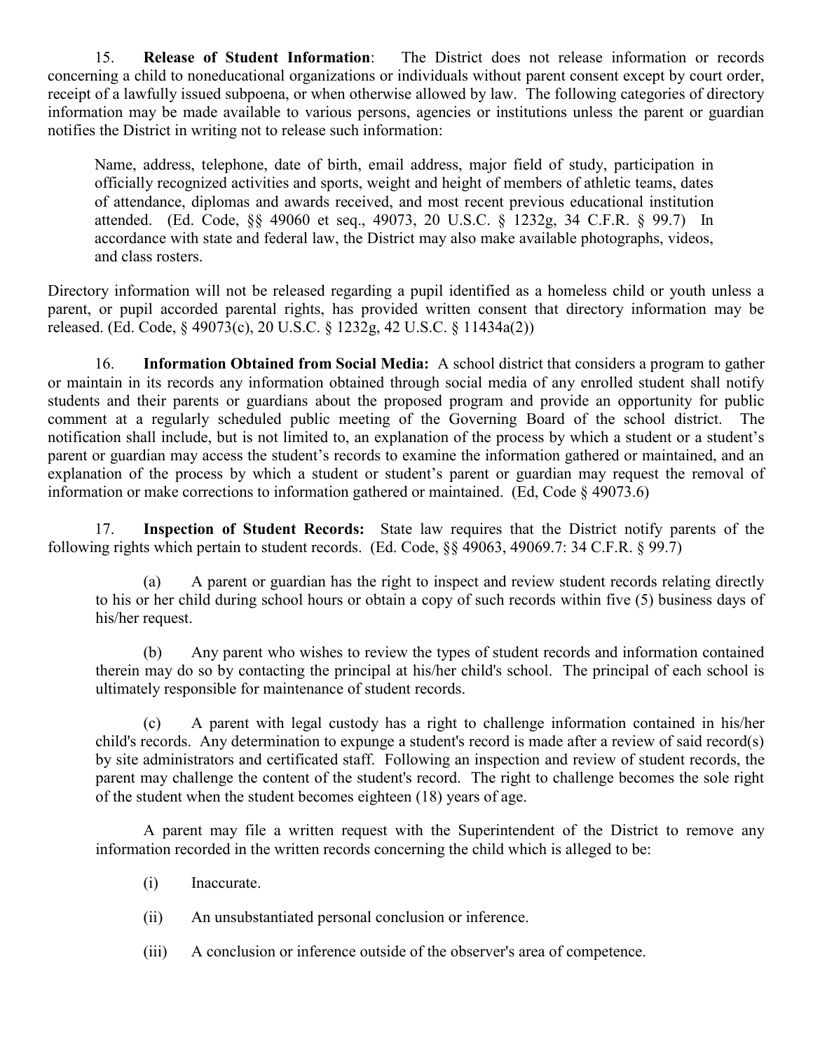15. **Release of Student Information**: The District does not release information or records concerning a child to noneducational organizations or individuals without parent consent except by court order, receipt of a lawfully issued subpoena, or when otherwise allowed by law. The following categories of directory information may be made available to various persons, agencies or institutions unless the parent or guardian notifies the District in writing not to release such information:

> Name, address, telephone, date of birth, email address, major field of study, participation in officially recognized activities and sports, weight and height of members of athletic teams, dates of attendance, diplomas and awards received, and most recent previous educational institution attended. (Ed. Code, §§ 49060 et seq., 49073, 20 U.S.C. § 1232g, 34 C.F.R. § 99.7) In accordance with state and federal law, the District may also make available photographs, videos, and class rosters.

Directory information will not be released regarding a pupil identified as a homeless child or youth unless a parent, or pupil accorded parental rights, has provided written consent that directory information may be released. (Ed. Code, § 49073(c), 20 U.S.C. § 1232g, 42 U.S.C. § 11434a(2))

16. **Information Obtained from Social Media:** A school district that considers a program to gather or maintain in its records any information obtained through social media of any enrolled student shall notify students and their parents or guardians about the proposed program and provide an opportunity for public comment at a regularly scheduled public meeting of the Governing Board of the school district. The notification shall include, but is not limited to, an explanation of the process by which a student or a student's parent or guardian may access the student's records to examine the information gathered or maintained, and an explanation of the process by which a student or student's parent or guardian may request the removal of information or make corrections to information gathered or maintained. (Ed, Code § 49073.6)

17. **Inspection of Student Records:** State law requires that the District notify parents of the following rights which pertain to student records. (Ed. Code, §§ 49063, 49069.7: 34 C.F.R. § 99.7)

(a) A parent or guardian has the right to inspect and review student records relating directly to his or her child during school hours or obtain a copy of such records within five (5) business days of his/her request.

(b) Any parent who wishes to review the types of student records and information contained therein may do so by contacting the principal at his/her child's school. The principal of each school is ultimately responsible for maintenance of student records.

(c) A parent with legal custody has a right to challenge information contained in his/her child's records. Any determination to expunge a student's record is made after a review of said record(s) by site administrators and certificated staff. Following an inspection and review of student records, the parent may challenge the content of the student's record. The right to challenge becomes the sole right of the student when the student becomes eighteen (18) years of age.

A parent may file a written request with the Superintendent of the District to remove any information recorded in the written records concerning the child which is alleged to be:

(i) Inaccurate.

(ii) An unsubstantiated personal conclusion or inference.

(iii) A conclusion or inference outside of the observer's area of competence.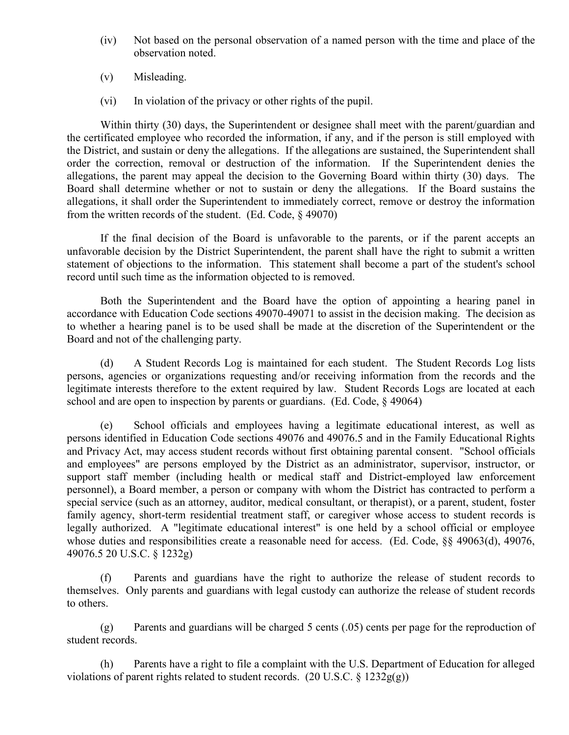(iv) Not based on the personal observation of a named person with the time and place of the observation noted.

(v) Misleading.

(vi) In violation of the privacy or other rights of the pupil.

Within thirty (30) days, the Superintendent or designee shall meet with the parent/guardian and the certificated employee who recorded the information, if any, and if the person is still employed with the District, and sustain or deny the allegations. If the allegations are sustained, the Superintendent shall order the correction, removal or destruction of the information. If the Superintendent denies the allegations, the parent may appeal the decision to the Governing Board within thirty (30) days. The Board shall determine whether or not to sustain or deny the allegations. If the Board sustains the allegations, it shall order the Superintendent to immediately correct, remove or destroy the information from the written records of the student. (Ed. Code, § 49070)

If the final decision of the Board is unfavorable to the parents, or if the parent accepts an unfavorable decision by the District Superintendent, the parent shall have the right to submit a written statement of objections to the information. This statement shall become a part of the student's school record until such time as the information objected to is removed.

Both the Superintendent and the Board have the option of appointing a hearing panel in accordance with Education Code sections 49070-49071 to assist in the decision making. The decision as to whether a hearing panel is to be used shall be made at the discretion of the Superintendent or the Board and not of the challenging party.

(d) A Student Records Log is maintained for each student. The Student Records Log lists persons, agencies or organizations requesting and/or receiving information from the records and the legitimate interests therefore to the extent required by law. Student Records Logs are located at each school and are open to inspection by parents or guardians. (Ed. Code, § 49064)

(e) School officials and employees having a legitimate educational interest, as well as persons identified in Education Code sections 49076 and 49076.5 and in the Family Educational Rights and Privacy Act, may access student records without first obtaining parental consent. "School officials and employees" are persons employed by the District as an administrator, supervisor, instructor, or support staff member (including health or medical staff and District-employed law enforcement personnel), a Board member, a person or company with whom the District has contracted to perform a special service (such as an attorney, auditor, medical consultant, or therapist), or a parent, student, foster family agency, short-term residential treatment staff, or caregiver whose access to student records is legally authorized. A "legitimate educational interest" is one held by a school official or employee whose duties and responsibilities create a reasonable need for access. (Ed. Code, §§ 49063(d), 49076, 49076.5 20 U.S.C. § 1232g)

(f) Parents and guardians have the right to authorize the release of student records to themselves. Only parents and guardians with legal custody can authorize the release of student records to others.

(g) Parents and guardians will be charged 5 cents (.05) cents per page for the reproduction of student records.

(h) Parents have a right to file a complaint with the U.S. Department of Education for alleged violations of parent rights related to student records. (20 U.S.C. § 1232g(g))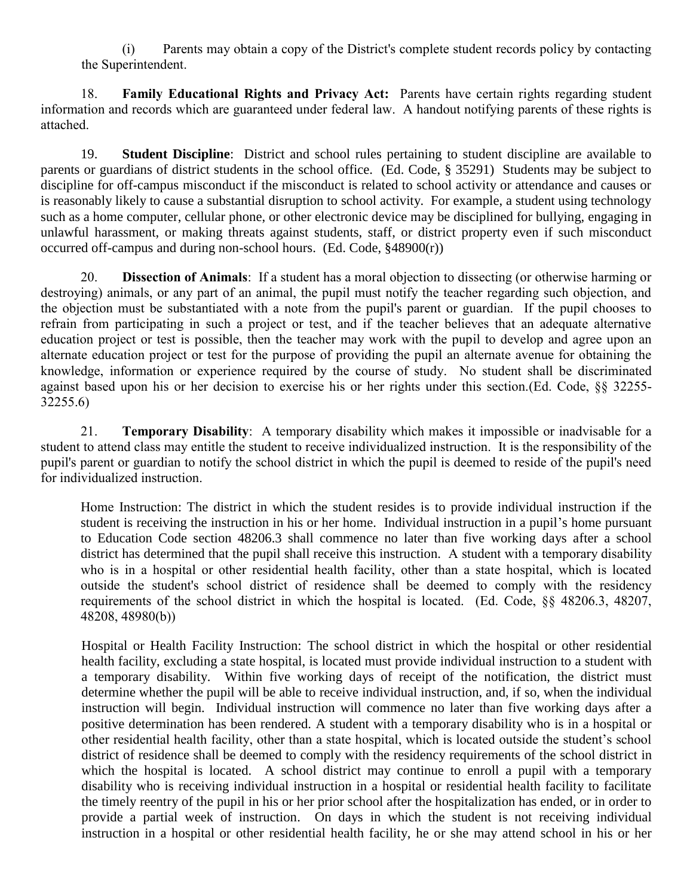(i) Parents may obtain a copy of the District's complete student records policy by contacting the Superintendent.

18. **Family Educational Rights and Privacy Act:** Parents have certain rights regarding student information and records which are guaranteed under federal law. A handout notifying parents of these rights is attached.

19. **Student Discipline**: District and school rules pertaining to student discipline are available to parents or guardians of district students in the school office. (Ed. Code, § 35291) Students may be subject to discipline for off-campus misconduct if the misconduct is related to school activity or attendance and causes or is reasonably likely to cause a substantial disruption to school activity. For example, a student using technology such as a home computer, cellular phone, or other electronic device may be disciplined for bullying, engaging in unlawful harassment, or making threats against students, staff, or district property even if such misconduct occurred off-campus and during non-school hours. (Ed. Code, §48900(r))

20. **Dissection of Animals**: If a student has a moral objection to dissecting (or otherwise harming or destroying) animals, or any part of an animal, the pupil must notify the teacher regarding such objection, and the objection must be substantiated with a note from the pupil's parent or guardian. If the pupil chooses to refrain from participating in such a project or test, and if the teacher believes that an adequate alternative education project or test is possible, then the teacher may work with the pupil to develop and agree upon an alternate education project or test for the purpose of providing the pupil an alternate avenue for obtaining the knowledge, information or experience required by the course of study. No student shall be discriminated against based upon his or her decision to exercise his or her rights under this section.(Ed. Code, §§ 32255-32255.6)

21. **Temporary Disability**: A temporary disability which makes it impossible or inadvisable for a student to attend class may entitle the student to receive individualized instruction. It is the responsibility of the pupil's parent or guardian to notify the school district in which the pupil is deemed to reside of the pupil's need for individualized instruction.

Home Instruction: The district in which the student resides is to provide individual instruction if the student is receiving the instruction in his or her home. Individual instruction in a pupil's home pursuant to Education Code section 48206.3 shall commence no later than five working days after a school district has determined that the pupil shall receive this instruction. A student with a temporary disability who is in a hospital or other residential health facility, other than a state hospital, which is located outside the student's school district of residence shall be deemed to comply with the residency requirements of the school district in which the hospital is located. (Ed. Code, §§ 48206.3, 48207, 48208, 48980(b))

Hospital or Health Facility Instruction: The school district in which the hospital or other residential health facility, excluding a state hospital, is located must provide individual instruction to a student with a temporary disability. Within five working days of receipt of the notification, the district must determine whether the pupil will be able to receive individual instruction, and, if so, when the individual instruction will begin. Individual instruction will commence no later than five working days after a positive determination has been rendered. A student with a temporary disability who is in a hospital or other residential health facility, other than a state hospital, which is located outside the student's school district of residence shall be deemed to comply with the residency requirements of the school district in which the hospital is located. A school district may continue to enroll a pupil with a temporary disability who is receiving individual instruction in a hospital or residential health facility to facilitate the timely reentry of the pupil in his or her prior school after the hospitalization has ended, or in order to provide a partial week of instruction. On days in which the student is not receiving individual instruction in a hospital or other residential health facility, he or she may attend school in his or her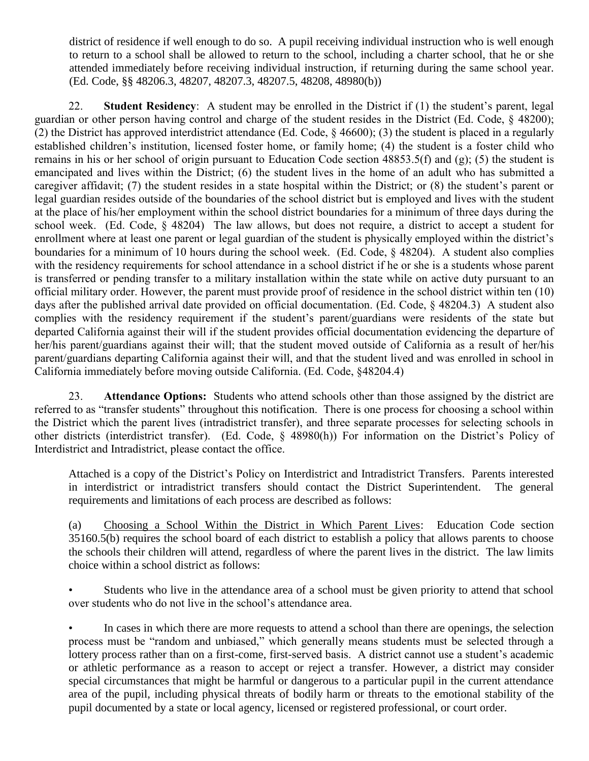district of residence if well enough to do so. A pupil receiving individual instruction who is well enough to return to a school shall be allowed to return to the school, including a charter school, that he or she attended immediately before receiving individual instruction, if returning during the same school year. (Ed. Code, §§ 48206.3, 48207, 48207.3, 48207.5, 48208, 48980(b))

22. **Student Residency**: A student may be enrolled in the District if (1) the student's parent, legal guardian or other person having control and charge of the student resides in the District (Ed. Code, § 48200); (2) the District has approved interdistrict attendance (Ed. Code, § 46600); (3) the student is placed in a regularly established children's institution, licensed foster home, or family home; (4) the student is a foster child who remains in his or her school of origin pursuant to Education Code section 48853.5(f) and (g); (5) the student is emancipated and lives within the District; (6) the student lives in the home of an adult who has submitted a caregiver affidavit; (7) the student resides in a state hospital within the District; or (8) the student's parent or legal guardian resides outside of the boundaries of the school district but is employed and lives with the student at the place of his/her employment within the school district boundaries for a minimum of three days during the school week. (Ed. Code, § 48204) The law allows, but does not require, a district to accept a student for enrollment where at least one parent or legal guardian of the student is physically employed within the district's boundaries for a minimum of 10 hours during the school week. (Ed. Code, § 48204). A student also complies with the residency requirements for school attendance in a school district if he or she is a students whose parent is transferred or pending transfer to a military installation within the state while on active duty pursuant to an official military order. However, the parent must provide proof of residence in the school district within ten (10) days after the published arrival date provided on official documentation. (Ed. Code, § 48204.3) A student also complies with the residency requirement if the student's parent/guardians were residents of the state but departed California against their will if the student provides official documentation evidencing the departure of her/his parent/guardians against their will; that the student moved outside of California as a result of her/his parent/guardians departing California against their will, and that the student lived and was enrolled in school in California immediately before moving outside California. (Ed. Code, §48204.4)

23. **Attendance Options:** Students who attend schools other than those assigned by the district are referred to as "transfer students" throughout this notification. There is one process for choosing a school within the District which the parent lives (intradistrict transfer), and three separate processes for selecting schools in other districts (interdistrict transfer). (Ed. Code, § 48980(h)) For information on the District's Policy of Interdistrict and Intradistrict, please contact the office.

Attached is a copy of the District's Policy on Interdistrict and Intradistrict Transfers. Parents interested in interdistrict or intradistrict transfers should contact the District Superintendent. The general requirements and limitations of each process are described as follows:

(a) <u>Choosing a School Within the District in Which Parent Lives</u>: Education Code section 35160.5(b) requires the school board of each district to establish a policy that allows parents to choose the schools their children will attend, regardless of where the parent lives in the district. The law limits choice within a school district as follows:

- Students who live in the attendance area of a school must be given priority to attend that school over students who do not live in the school's attendance area.

- In cases in which there are more requests to attend a school than there are openings, the selection process must be "random and unbiased," which generally means students must be selected through a lottery process rather than on a first-come, first-served basis. A district cannot use a student's academic or athletic performance as a reason to accept or reject a transfer. However, a district may consider special circumstances that might be harmful or dangerous to a particular pupil in the current attendance area of the pupil, including physical threats of bodily harm or threats to the emotional stability of the pupil documented by a state or local agency, licensed or registered professional, or court order.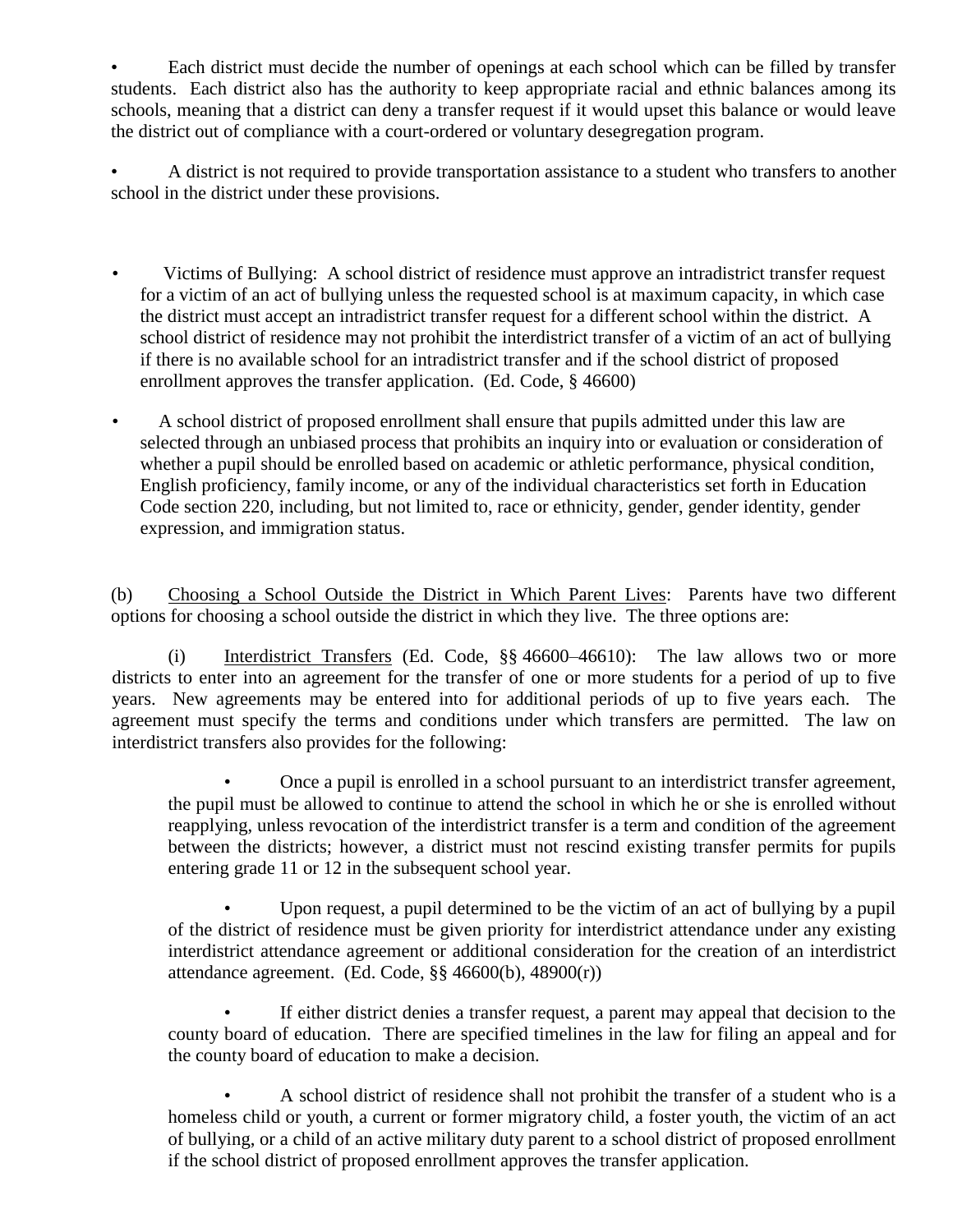- Each district must decide the number of openings at each school which can be filled by transfer students. Each district also has the authority to keep appropriate racial and ethnic balances among its schools, meaning that a district can deny a transfer request if it would upset this balance or would leave the district out of compliance with a court-ordered or voluntary desegregation program.

- A district is not required to provide transportation assistance to a student who transfers to another school in the district under these provisions.

- Victims of Bullying: A school district of residence must approve an intradistrict transfer request for a victim of an act of bullying unless the requested school is at maximum capacity, in which case the district must accept an intradistrict transfer request for a different school within the district. A school district of residence may not prohibit the interdistrict transfer of a victim of an act of bullying if there is no available school for an intradistrict transfer and if the school district of proposed enrollment approves the transfer application. (Ed. Code, § 46600)

- A school district of proposed enrollment shall ensure that pupils admitted under this law are selected through an unbiased process that prohibits an inquiry into or evaluation or consideration of whether a pupil should be enrolled based on academic or athletic performance, physical condition, English proficiency, family income, or any of the individual characteristics set forth in Education Code section 220, including, but not limited to, race or ethnicity, gender, gender identity, gender expression, and immigration status.

(b) Choosing a School Outside the District in Which Parent Lives: Parents have two different options for choosing a school outside the district in which they live. The three options are:

(i) Interdistrict Transfers (Ed. Code, §§ 46600–46610): The law allows two or more districts to enter into an agreement for the transfer of one or more students for a period of up to five years. New agreements may be entered into for additional periods of up to five years each. The agreement must specify the terms and conditions under which transfers are permitted. The law on interdistrict transfers also provides for the following:

- Once a pupil is enrolled in a school pursuant to an interdistrict transfer agreement, the pupil must be allowed to continue to attend the school in which he or she is enrolled without reapplying, unless revocation of the interdistrict transfer is a term and condition of the agreement between the districts; however, a district must not rescind existing transfer permits for pupils entering grade 11 or 12 in the subsequent school year.

- Upon request, a pupil determined to be the victim of an act of bullying by a pupil of the district of residence must be given priority for interdistrict attendance under any existing interdistrict attendance agreement or additional consideration for the creation of an interdistrict attendance agreement. (Ed. Code, §§ 46600(b), 48900(r))

- If either district denies a transfer request, a parent may appeal that decision to the county board of education. There are specified timelines in the law for filing an appeal and for the county board of education to make a decision.

- A school district of residence shall not prohibit the transfer of a student who is a homeless child or youth, a current or former migratory child, a foster youth, the victim of an act of bullying, or a child of an active military duty parent to a school district of proposed enrollment if the school district of proposed enrollment approves the transfer application.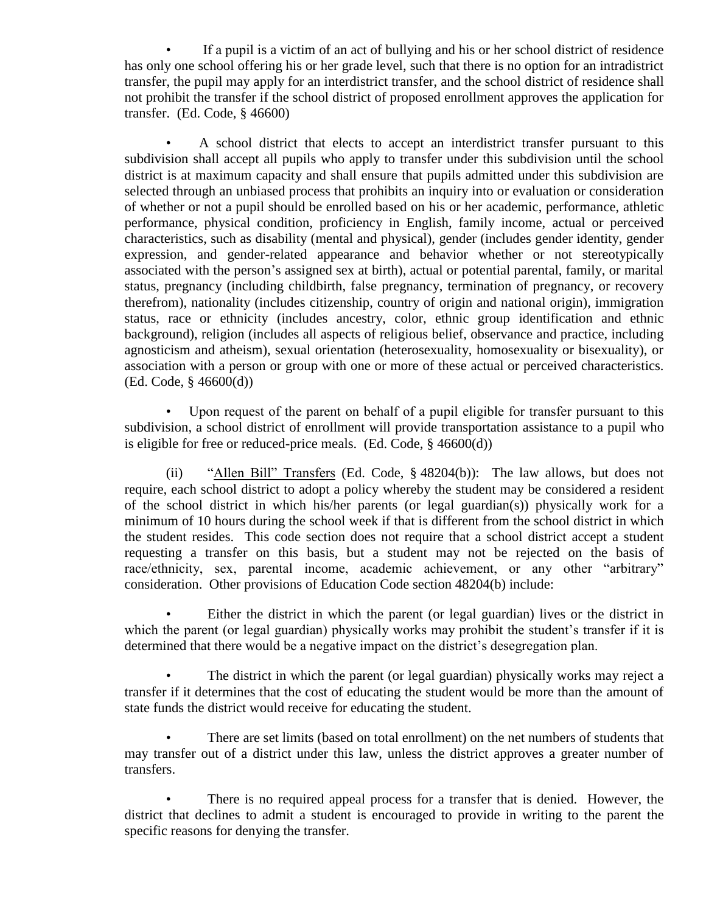- If a pupil is a victim of an act of bullying and his or her school district of residence has only one school offering his or her grade level, such that there is no option for an intradistrict transfer, the pupil may apply for an interdistrict transfer, and the school district of residence shall not prohibit the transfer if the school district of proposed enrollment approves the application for transfer. (Ed. Code, § 46600)

- A school district that elects to accept an interdistrict transfer pursuant to this subdivision shall accept all pupils who apply to transfer under this subdivision until the school district is at maximum capacity and shall ensure that pupils admitted under this subdivision are selected through an unbiased process that prohibits an inquiry into or evaluation or consideration of whether or not a pupil should be enrolled based on his or her academic, performance, athletic performance, physical condition, proficiency in English, family income, actual or perceived characteristics, such as disability (mental and physical), gender (includes gender identity, gender expression, and gender-related appearance and behavior whether or not stereotypically associated with the person's assigned sex at birth), actual or potential parental, family, or marital status, pregnancy (including childbirth, false pregnancy, termination of pregnancy, or recovery therefrom), nationality (includes citizenship, country of origin and national origin), immigration status, race or ethnicity (includes ancestry, color, ethnic group identification and ethnic background), religion (includes all aspects of religious belief, observance and practice, including agnosticism and atheism), sexual orientation (heterosexuality, homosexuality or bisexuality), or association with a person or group with one or more of these actual or perceived characteristics. (Ed. Code, § 46600(d))

- Upon request of the parent on behalf of a pupil eligible for transfer pursuant to this subdivision, a school district of enrollment will provide transportation assistance to a pupil who is eligible for free or reduced-price meals. (Ed. Code, § 46600(d))

(ii) "Allen Bill" Transfers (Ed. Code, § 48204(b)): The law allows, but does not require, each school district to adopt a policy whereby the student may be considered a resident of the school district in which his/her parents (or legal guardian(s)) physically work for a minimum of 10 hours during the school week if that is different from the school district in which the student resides. This code section does not require that a school district accept a student requesting a transfer on this basis, but a student may not be rejected on the basis of race/ethnicity, sex, parental income, academic achievement, or any other "arbitrary" consideration. Other provisions of Education Code section 48204(b) include:

- Either the district in which the parent (or legal guardian) lives or the district in which the parent (or legal guardian) physically works may prohibit the student's transfer if it is determined that there would be a negative impact on the district's desegregation plan.

- The district in which the parent (or legal guardian) physically works may reject a transfer if it determines that the cost of educating the student would be more than the amount of state funds the district would receive for educating the student.

- There are set limits (based on total enrollment) on the net numbers of students that may transfer out of a district under this law, unless the district approves a greater number of transfers.

- There is no required appeal process for a transfer that is denied. However, the district that declines to admit a student is encouraged to provide in writing to the parent the specific reasons for denying the transfer.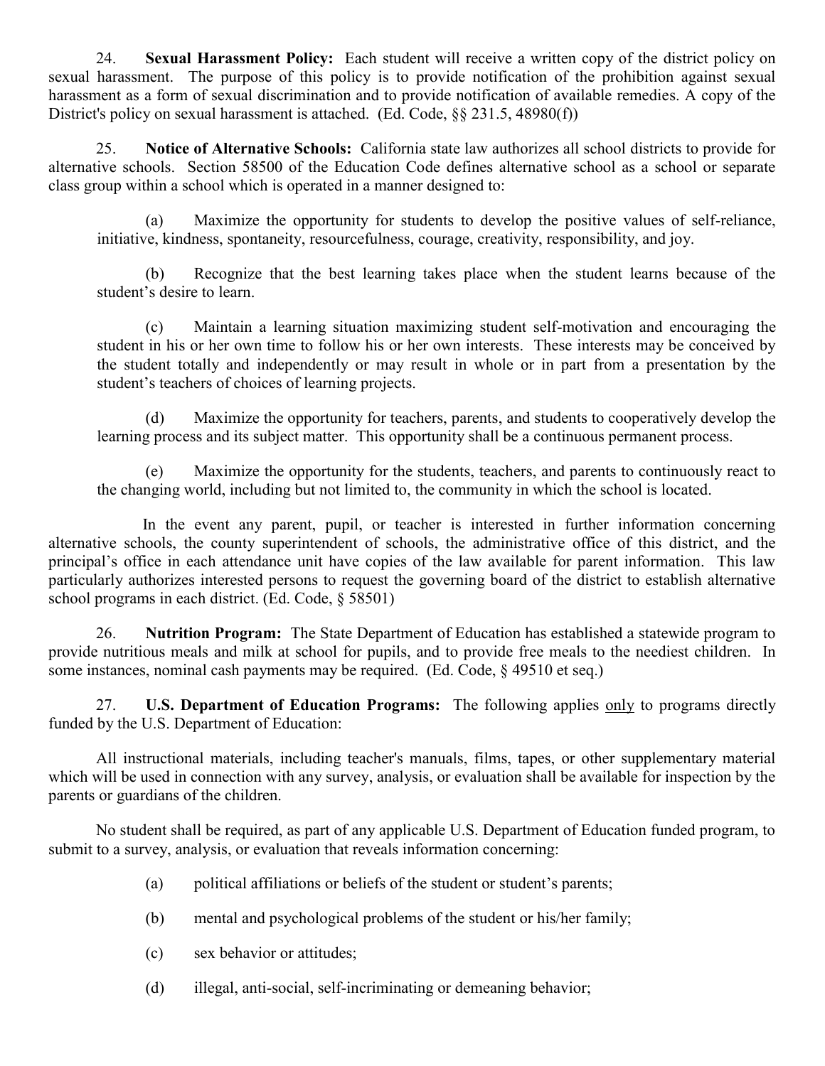24. **Sexual Harassment Policy:** Each student will receive a written copy of the district policy on sexual harassment. The purpose of this policy is to provide notification of the prohibition against sexual harassment as a form of sexual discrimination and to provide notification of available remedies. A copy of the District's policy on sexual harassment is attached. (Ed. Code, §§ 231.5, 48980(f))

25. **Notice of Alternative Schools:** California state law authorizes all school districts to provide for alternative schools. Section 58500 of the Education Code defines alternative school as a school or separate class group within a school which is operated in a manner designed to:

(a) Maximize the opportunity for students to develop the positive values of self-reliance, initiative, kindness, spontaneity, resourcefulness, courage, creativity, responsibility, and joy.

(b) Recognize that the best learning takes place when the student learns because of the student's desire to learn.

(c) Maintain a learning situation maximizing student self-motivation and encouraging the student in his or her own time to follow his or her own interests. These interests may be conceived by the student totally and independently or may result in whole or in part from a presentation by the student's teachers of choices of learning projects.

(d) Maximize the opportunity for teachers, parents, and students to cooperatively develop the learning process and its subject matter. This opportunity shall be a continuous permanent process.

(e) Maximize the opportunity for the students, teachers, and parents to continuously react to the changing world, including but not limited to, the community in which the school is located.

In the event any parent, pupil, or teacher is interested in further information concerning alternative schools, the county superintendent of schools, the administrative office of this district, and the principal's office in each attendance unit have copies of the law available for parent information. This law particularly authorizes interested persons to request the governing board of the district to establish alternative school programs in each district. (Ed. Code, § 58501)

26. **Nutrition Program:** The State Department of Education has established a statewide program to provide nutritious meals and milk at school for pupils, and to provide free meals to the neediest children. In some instances, nominal cash payments may be required. (Ed. Code, § 49510 et seq.)

27. **U.S. Department of Education Programs:** The following applies <u>only</u> to programs directly funded by the U.S. Department of Education:

All instructional materials, including teacher's manuals, films, tapes, or other supplementary material which will be used in connection with any survey, analysis, or evaluation shall be available for inspection by the parents or guardians of the children.

No student shall be required, as part of any applicable U.S. Department of Education funded program, to submit to a survey, analysis, or evaluation that reveals information concerning:

(a) political affiliations or beliefs of the student or student's parents;

(b) mental and psychological problems of the student or his/her family;

(c) sex behavior or attitudes;

(d) illegal, anti-social, self-incriminating or demeaning behavior;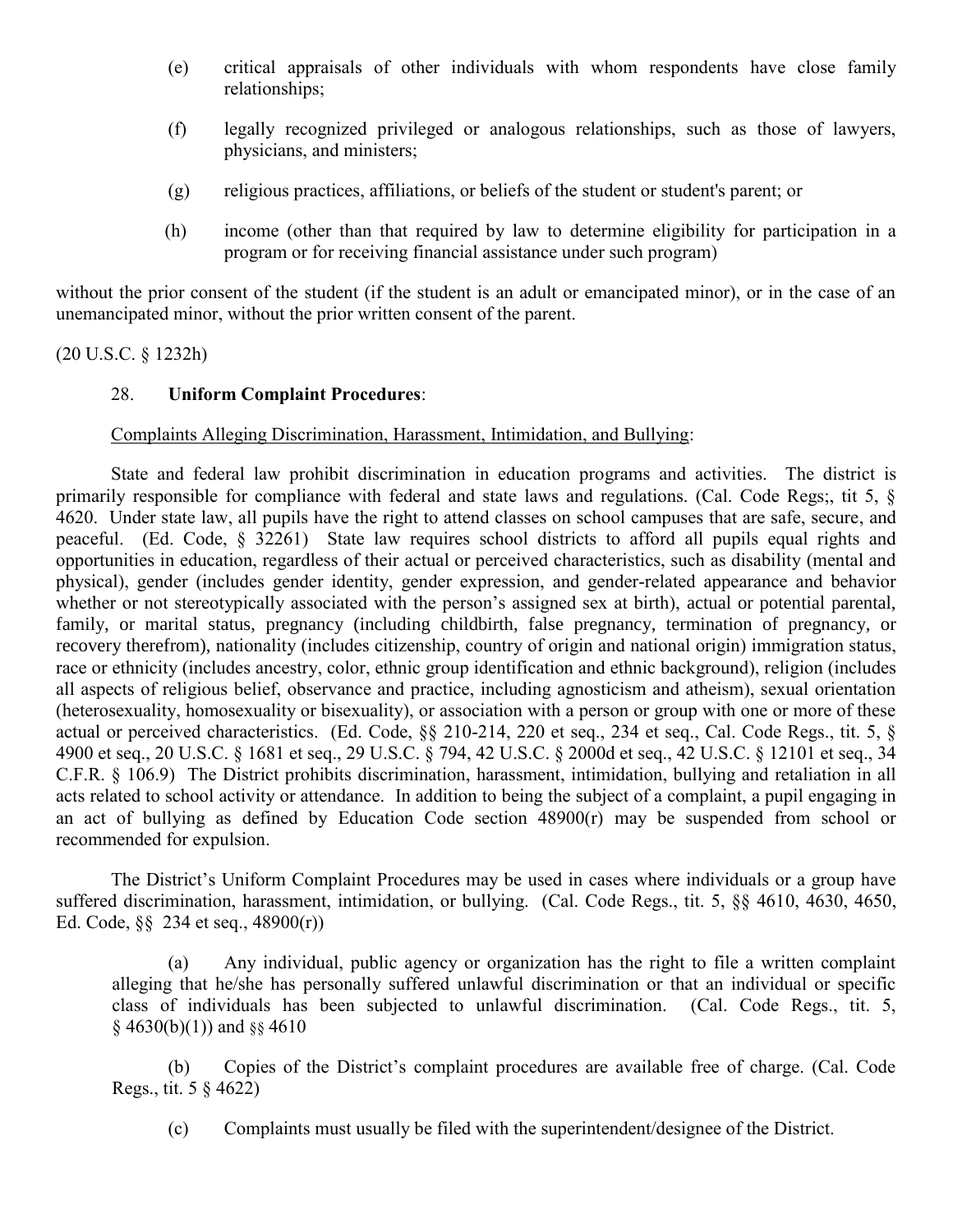(e) critical appraisals of other individuals with whom respondents have close family relationships;

(f) legally recognized privileged or analogous relationships, such as those of lawyers, physicians, and ministers;

(g) religious practices, affiliations, or beliefs of the student or student's parent; or

(h) income (other than that required by law to determine eligibility for participation in a program or for receiving financial assistance under such program)

without the prior consent of the student (if the student is an adult or emancipated minor), or in the case of an unemancipated minor, without the prior written consent of the parent.

(20 U.S.C. § 1232h)

28. **Uniform Complaint Procedures**:

Complaints Alleging Discrimination, Harassment, Intimidation, and Bullying:

State and federal law prohibit discrimination in education programs and activities. The district is primarily responsible for compliance with federal and state laws and regulations. (Cal. Code Regs;, tit 5, § 4620. Under state law, all pupils have the right to attend classes on school campuses that are safe, secure, and peaceful. (Ed. Code, § 32261) State law requires school districts to afford all pupils equal rights and opportunities in education, regardless of their actual or perceived characteristics, such as disability (mental and physical), gender (includes gender identity, gender expression, and gender-related appearance and behavior whether or not stereotypically associated with the person's assigned sex at birth), actual or potential parental, family, or marital status, pregnancy (including childbirth, false pregnancy, termination of pregnancy, or recovery therefrom), nationality (includes citizenship, country of origin and national origin) immigration status, race or ethnicity (includes ancestry, color, ethnic group identification and ethnic background), religion (includes all aspects of religious belief, observance and practice, including agnosticism and atheism), sexual orientation (heterosexuality, homosexuality or bisexuality), or association with a person or group with one or more of these actual or perceived characteristics. (Ed. Code, §§ 210-214, 220 et seq., 234 et seq., Cal. Code Regs., tit. 5, § 4900 et seq., 20 U.S.C. § 1681 et seq., 29 U.S.C. § 794, 42 U.S.C. § 2000d et seq., 42 U.S.C. § 12101 et seq., 34 C.F.R. § 106.9) The District prohibits discrimination, harassment, intimidation, bullying and retaliation in all acts related to school activity or attendance. In addition to being the subject of a complaint, a pupil engaging in an act of bullying as defined by Education Code section 48900(r) may be suspended from school or recommended for expulsion.

The District's Uniform Complaint Procedures may be used in cases where individuals or a group have suffered discrimination, harassment, intimidation, or bullying. (Cal. Code Regs., tit. 5, §§ 4610, 4630, 4650, Ed. Code, §§ 234 et seq., 48900(r))

(a) Any individual, public agency or organization has the right to file a written complaint alleging that he/she has personally suffered unlawful discrimination or that an individual or specific class of individuals has been subjected to unlawful discrimination. (Cal. Code Regs., tit. 5, § 4630(b)(1)) and §§ 4610

(b) Copies of the District's complaint procedures are available free of charge. (Cal. Code Regs., tit. 5 § 4622)

(c) Complaints must usually be filed with the superintendent/designee of the District.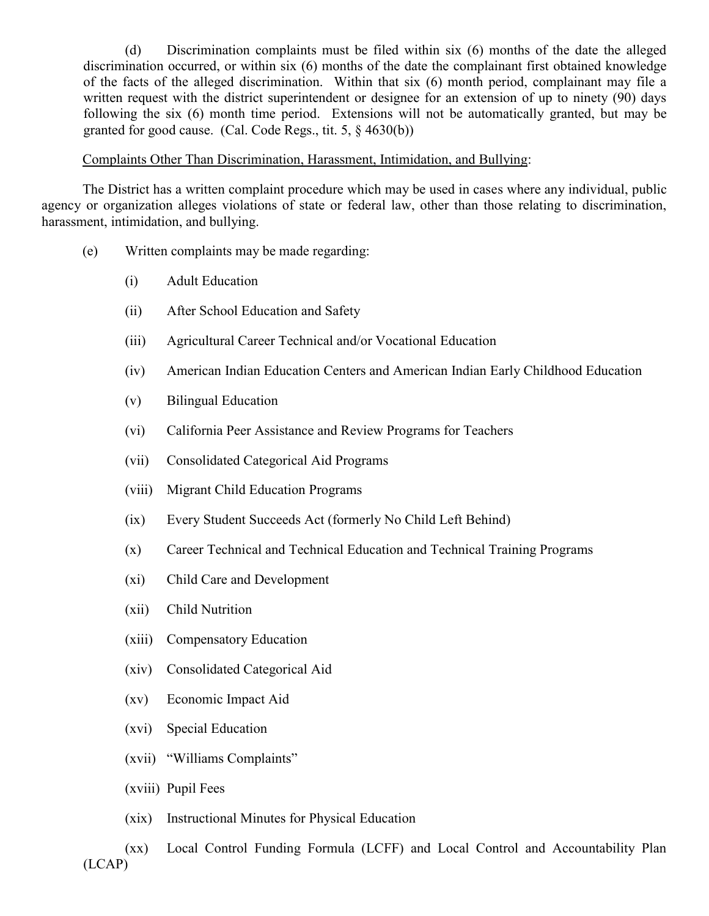(d) Discrimination complaints must be filed within six (6) months of the date the alleged discrimination occurred, or within six (6) months of the date the complainant first obtained knowledge of the facts of the alleged discrimination. Within that six (6) month period, complainant may file a written request with the district superintendent or designee for an extension of up to ninety (90) days following the six (6) month time period. Extensions will not be automatically granted, but may be granted for good cause. (Cal. Code Regs., tit. 5, § 4630(b))

Complaints Other Than Discrimination, Harassment, Intimidation, and Bullying:

The District has a written complaint procedure which may be used in cases where any individual, public agency or organization alleges violations of state or federal law, other than those relating to discrimination, harassment, intimidation, and bullying.

(e) Written complaints may be made regarding:

(i) Adult Education

(ii) After School Education and Safety

(iii) Agricultural Career Technical and/or Vocational Education

(iv) American Indian Education Centers and American Indian Early Childhood Education

(v) Bilingual Education

(vi) California Peer Assistance and Review Programs for Teachers

(vii) Consolidated Categorical Aid Programs

(viii) Migrant Child Education Programs

(ix) Every Student Succeeds Act (formerly No Child Left Behind)

(x) Career Technical and Technical Education and Technical Training Programs

(xi) Child Care and Development

(xii) Child Nutrition

(xiii) Compensatory Education

(xiv) Consolidated Categorical Aid

(xv) Economic Impact Aid

(xvi) Special Education

(xvii) "Williams Complaints"

(xviii) Pupil Fees

(xix) Instructional Minutes for Physical Education

(xx) Local Control Funding Formula (LCFF) and Local Control and Accountability Plan (LCAP)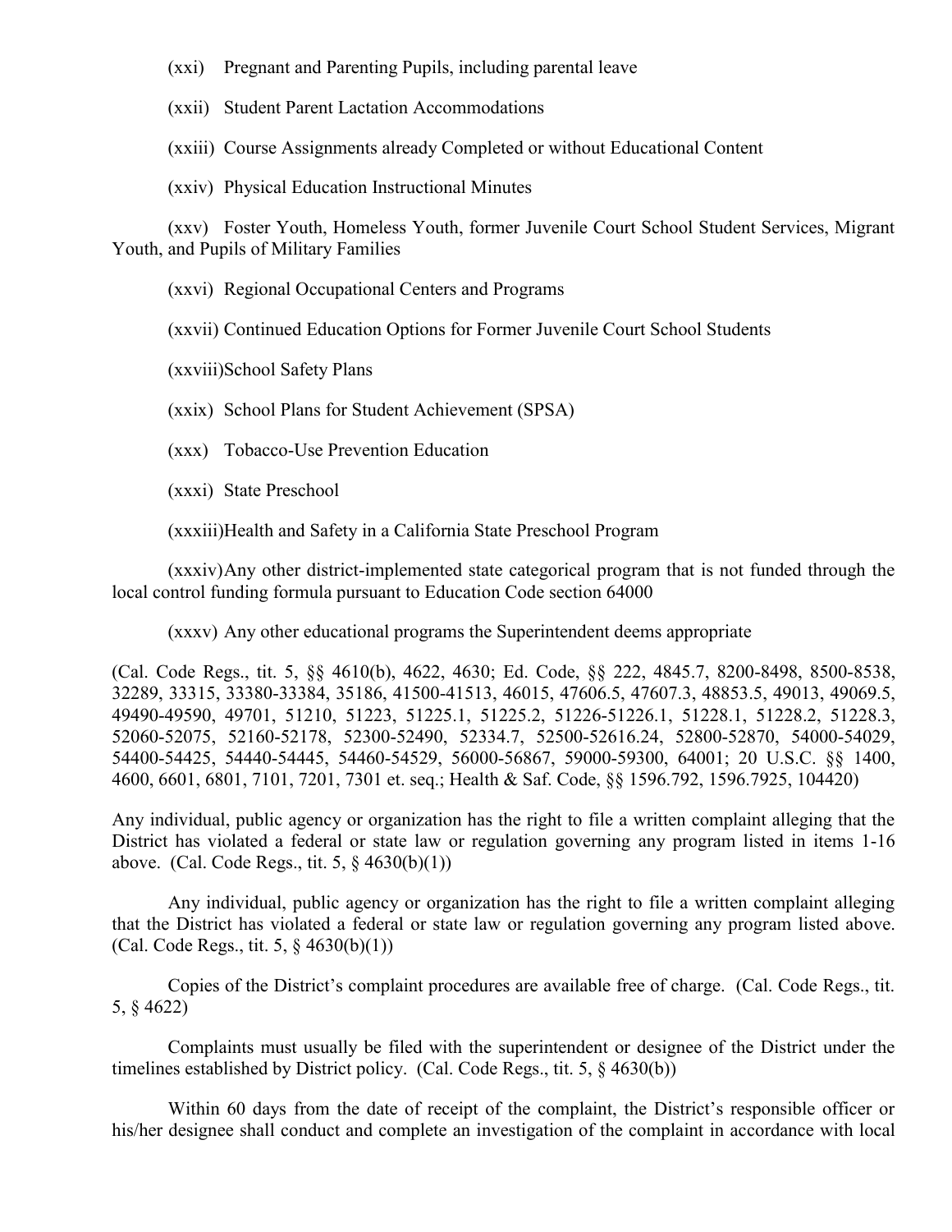(xxi) Pregnant and Parenting Pupils, including parental leave

(xxii) Student Parent Lactation Accommodations

(xxiii) Course Assignments already Completed or without Educational Content

(xxiv) Physical Education Instructional Minutes

(xxv) Foster Youth, Homeless Youth, former Juvenile Court School Student Services, Migrant Youth, and Pupils of Military Families

(xxvi) Regional Occupational Centers and Programs

(xxvii) Continued Education Options for Former Juvenile Court School Students

(xxviii)School Safety Plans

(xxix) School Plans for Student Achievement (SPSA)

(xxx) Tobacco-Use Prevention Education

(xxxi) State Preschool

(xxxiii)Health and Safety in a California State Preschool Program

(xxxiv)Any other district-implemented state categorical program that is not funded through the local control funding formula pursuant to Education Code section 64000

(xxxv) Any other educational programs the Superintendent deems appropriate

(Cal. Code Regs., tit. 5, §§ 4610(b), 4622, 4630; Ed. Code, §§ 222, 4845.7, 8200-8498, 8500-8538, 32289, 33315, 33380-33384, 35186, 41500-41513, 46015, 47606.5, 47607.3, 48853.5, 49013, 49069.5, 49490-49590, 49701, 51210, 51223, 51225.1, 51225.2, 51226-51226.1, 51228.1, 51228.2, 51228.3, 52060-52075, 52160-52178, 52300-52490, 52334.7, 52500-52616.24, 52800-52870, 54000-54029, 54400-54425, 54440-54445, 54460-54529, 56000-56867, 59000-59300, 64001; 20 U.S.C. §§ 1400, 4600, 6601, 6801, 7101, 7201, 7301 et. seq.; Health & Saf. Code, §§ 1596.792, 1596.7925, 104420)

Any individual, public agency or organization has the right to file a written complaint alleging that the District has violated a federal or state law or regulation governing any program listed in items 1-16 above. (Cal. Code Regs., tit. 5, § 4630(b)(1))

Any individual, public agency or organization has the right to file a written complaint alleging that the District has violated a federal or state law or regulation governing any program listed above. (Cal. Code Regs., tit. 5, § 4630(b)(1))

Copies of the District's complaint procedures are available free of charge. (Cal. Code Regs., tit. 5, § 4622)

Complaints must usually be filed with the superintendent or designee of the District under the timelines established by District policy. (Cal. Code Regs., tit. 5, § 4630(b))

Within 60 days from the date of receipt of the complaint, the District's responsible officer or his/her designee shall conduct and complete an investigation of the complaint in accordance with local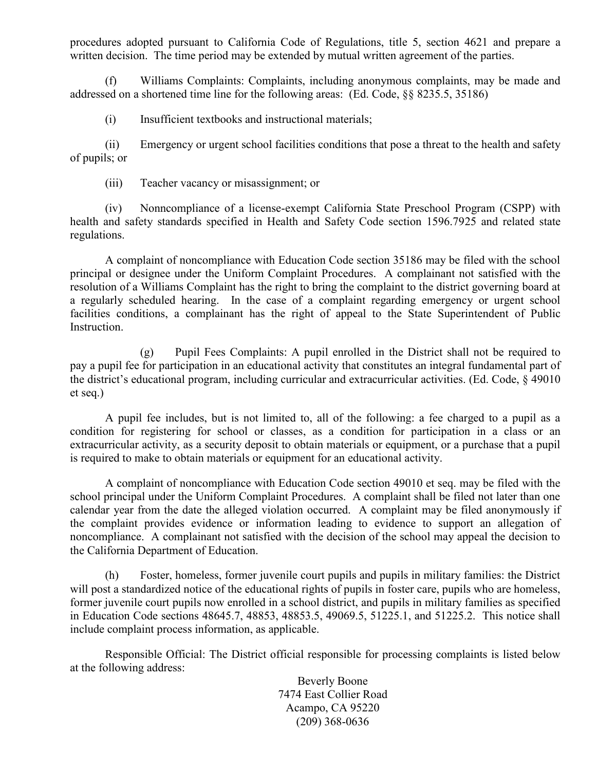procedures adopted pursuant to California Code of Regulations, title 5, section 4621 and prepare a written decision. The time period may be extended by mutual written agreement of the parties.

(f) Williams Complaints: Complaints, including anonymous complaints, may be made and addressed on a shortened time line for the following areas: (Ed. Code, §§ 8235.5, 35186)

(i) Insufficient textbooks and instructional materials;

(ii) Emergency or urgent school facilities conditions that pose a threat to the health and safety of pupils; or

(iii) Teacher vacancy or misassignment; or

(iv) Nonncompliance of a license-exempt California State Preschool Program (CSPP) with health and safety standards specified in Health and Safety Code section 1596.7925 and related state regulations.

A complaint of noncompliance with Education Code section 35186 may be filed with the school principal or designee under the Uniform Complaint Procedures. A complainant not satisfied with the resolution of a Williams Complaint has the right to bring the complaint to the district governing board at a regularly scheduled hearing. In the case of a complaint regarding emergency or urgent school facilities conditions, a complainant has the right of appeal to the State Superintendent of Public Instruction.

(g) Pupil Fees Complaints: A pupil enrolled in the District shall not be required to pay a pupil fee for participation in an educational activity that constitutes an integral fundamental part of the district's educational program, including curricular and extracurricular activities. (Ed. Code, § 49010 et seq.)

A pupil fee includes, but is not limited to, all of the following: a fee charged to a pupil as a condition for registering for school or classes, as a condition for participation in a class or an extracurricular activity, as a security deposit to obtain materials or equipment, or a purchase that a pupil is required to make to obtain materials or equipment for an educational activity.

A complaint of noncompliance with Education Code section 49010 et seq. may be filed with the school principal under the Uniform Complaint Procedures. A complaint shall be filed not later than one calendar year from the date the alleged violation occurred. A complaint may be filed anonymously if the complaint provides evidence or information leading to evidence to support an allegation of noncompliance. A complainant not satisfied with the decision of the school may appeal the decision to the California Department of Education.

(h) Foster, homeless, former juvenile court pupils and pupils in military families: the District will post a standardized notice of the educational rights of pupils in foster care, pupils who are homeless, former juvenile court pupils now enrolled in a school district, and pupils in military families as specified in Education Code sections 48645.7, 48853, 48853.5, 49069.5, 51225.1, and 51225.2. This notice shall include complaint process information, as applicable.

Responsible Official: The District official responsible for processing complaints is listed below at the following address:

Beverly Boone
7474 East Collier Road
Acampo, CA 95220
(209) 368-0636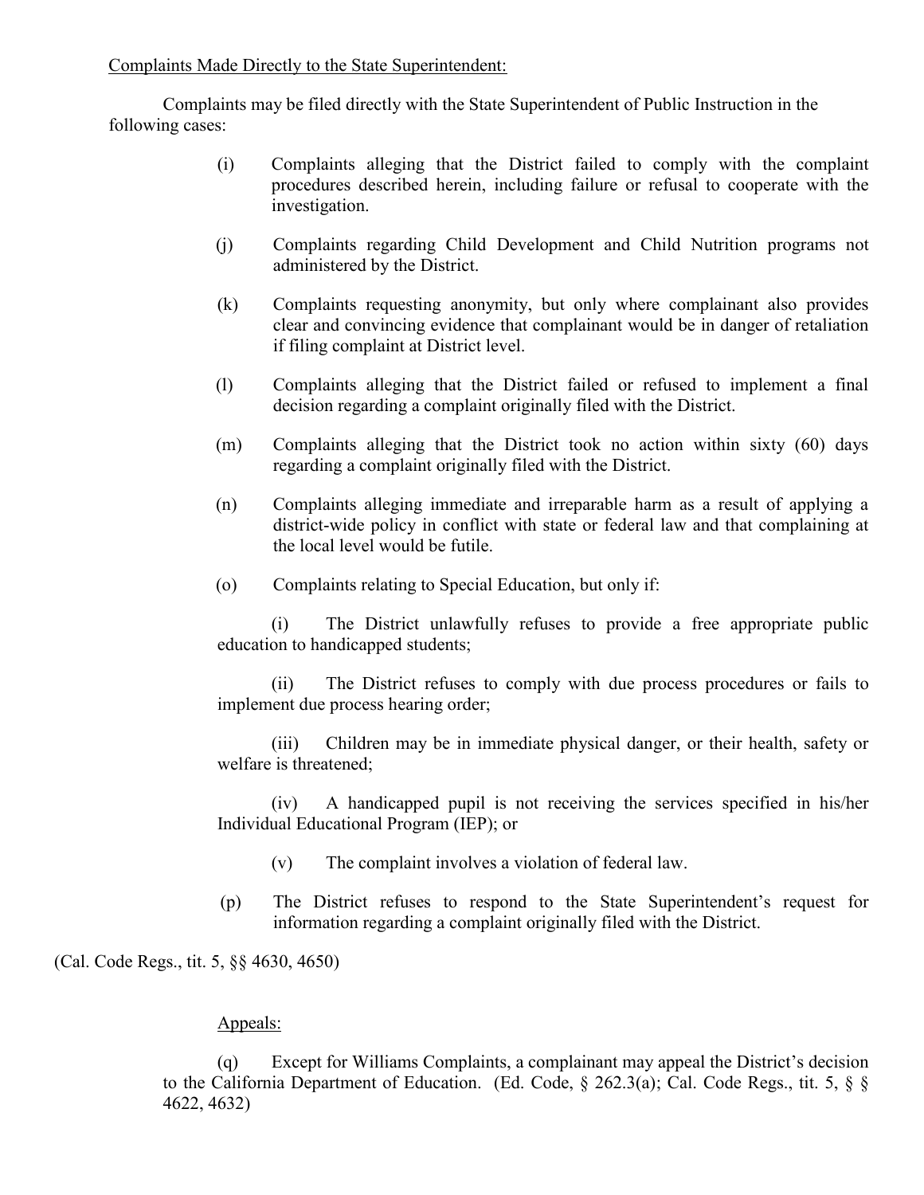Complaints Made Directly to the State Superintendent:

Complaints may be filed directly with the State Superintendent of Public Instruction in the following cases:

(i) Complaints alleging that the District failed to comply with the complaint procedures described herein, including failure or refusal to cooperate with the investigation.

(j) Complaints regarding Child Development and Child Nutrition programs not administered by the District.

(k) Complaints requesting anonymity, but only where complainant also provides clear and convincing evidence that complainant would be in danger of retaliation if filing complaint at District level.

(l) Complaints alleging that the District failed or refused to implement a final decision regarding a complaint originally filed with the District.

(m) Complaints alleging that the District took no action within sixty (60) days regarding a complaint originally filed with the District.

(n) Complaints alleging immediate and irreparable harm as a result of applying a district-wide policy in conflict with state or federal law and that complaining at the local level would be futile.

(o) Complaints relating to Special Education, but only if:

(i) The District unlawfully refuses to provide a free appropriate public education to handicapped students;

(ii) The District refuses to comply with due process procedures or fails to implement due process hearing order;

(iii) Children may be in immediate physical danger, or their health, safety or welfare is threatened;

(iv) A handicapped pupil is not receiving the services specified in his/her Individual Educational Program (IEP); or

(v) The complaint involves a violation of federal law.

(p) The District refuses to respond to the State Superintendent's request for information regarding a complaint originally filed with the District.

(Cal. Code Regs., tit. 5, §§ 4630, 4650)

Appeals:

(q) Except for Williams Complaints, a complainant may appeal the District's decision to the California Department of Education. (Ed. Code, § 262.3(a); Cal. Code Regs., tit. 5, § § 4622, 4632)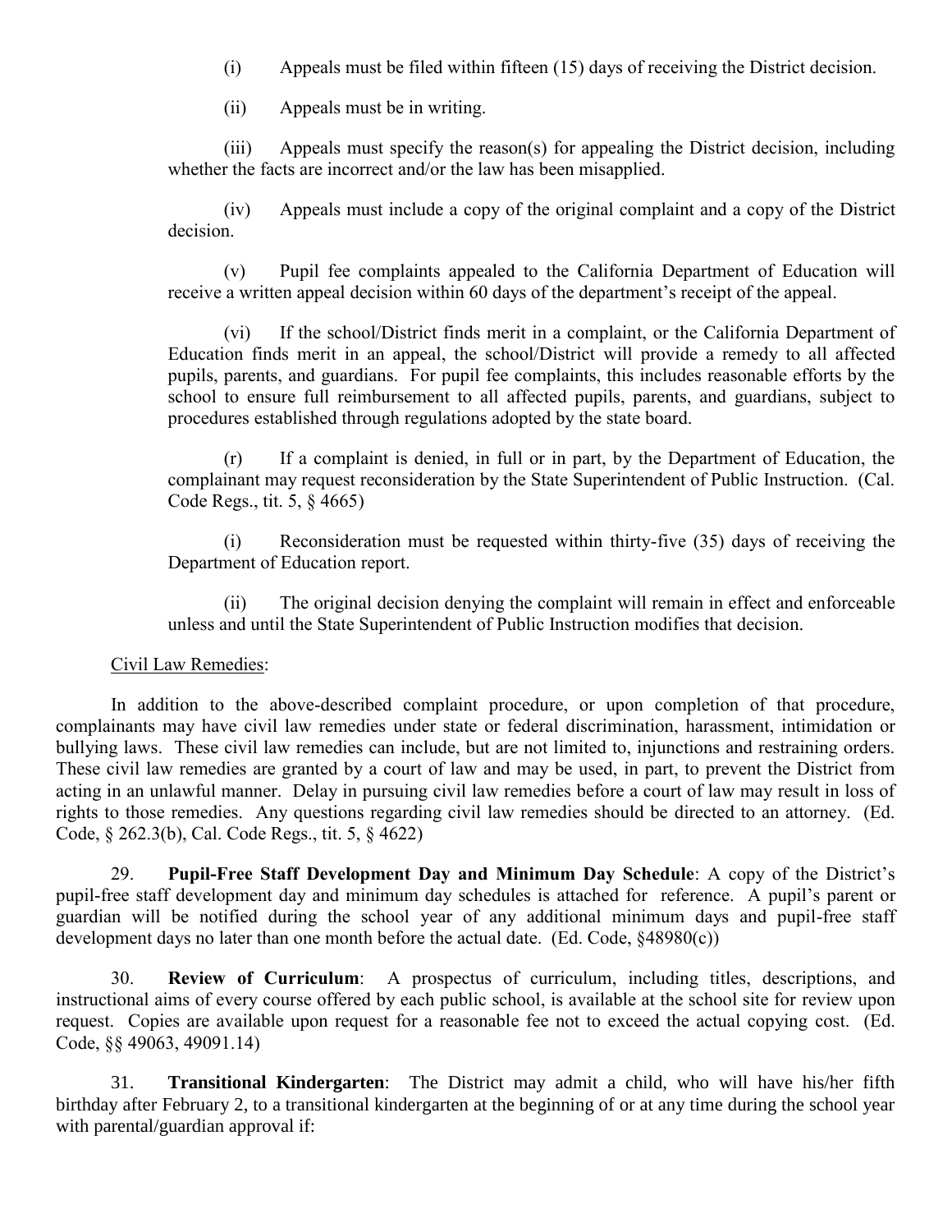(i) Appeals must be filed within fifteen (15) days of receiving the District decision.

(ii) Appeals must be in writing.

(iii) Appeals must specify the reason(s) for appealing the District decision, including whether the facts are incorrect and/or the law has been misapplied.

(iv) Appeals must include a copy of the original complaint and a copy of the District decision.

(v) Pupil fee complaints appealed to the California Department of Education will receive a written appeal decision within 60 days of the department's receipt of the appeal.

(vi) If the school/District finds merit in a complaint, or the California Department of Education finds merit in an appeal, the school/District will provide a remedy to all affected pupils, parents, and guardians. For pupil fee complaints, this includes reasonable efforts by the school to ensure full reimbursement to all affected pupils, parents, and guardians, subject to procedures established through regulations adopted by the state board.

(r) If a complaint is denied, in full or in part, by the Department of Education, the complainant may request reconsideration by the State Superintendent of Public Instruction. (Cal. Code Regs., tit. 5, § 4665)

(i) Reconsideration must be requested within thirty-five (35) days of receiving the Department of Education report.

(ii) The original decision denying the complaint will remain in effect and enforceable unless and until the State Superintendent of Public Instruction modifies that decision.

<u>Civil Law Remedies</u>:

In addition to the above-described complaint procedure, or upon completion of that procedure, complainants may have civil law remedies under state or federal discrimination, harassment, intimidation or bullying laws. These civil law remedies can include, but are not limited to, injunctions and restraining orders. These civil law remedies are granted by a court of law and may be used, in part, to prevent the District from acting in an unlawful manner. Delay in pursuing civil law remedies before a court of law may result in loss of rights to those remedies. Any questions regarding civil law remedies should be directed to an attorney. (Ed. Code, § 262.3(b), Cal. Code Regs., tit. 5, § 4622)

29. **Pupil-Free Staff Development Day and Minimum Day Schedule**: A copy of the District's pupil-free staff development day and minimum day schedules is attached for reference. A pupil's parent or guardian will be notified during the school year of any additional minimum days and pupil-free staff development days no later than one month before the actual date. (Ed. Code, §48980(c))

30. **Review of Curriculum**: A prospectus of curriculum, including titles, descriptions, and instructional aims of every course offered by each public school, is available at the school site for review upon request. Copies are available upon request for a reasonable fee not to exceed the actual copying cost. (Ed. Code, §§ 49063, 49091.14)

31. **Transitional Kindergarten**: The District may admit a child, who will have his/her fifth birthday after February 2, to a transitional kindergarten at the beginning of or at any time during the school year with parental/guardian approval if: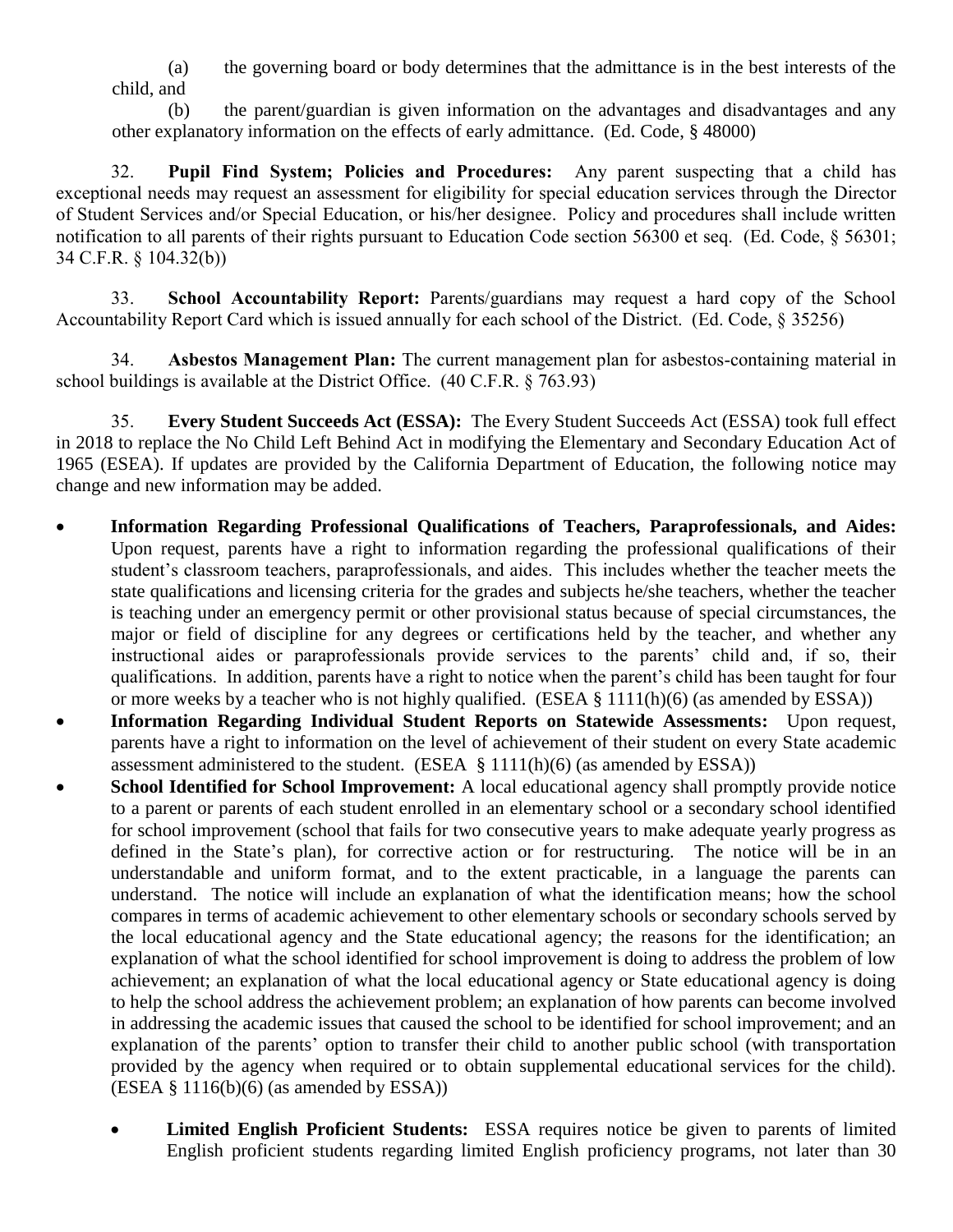(a) the governing board or body determines that the admittance is in the best interests of the child, and

(b) the parent/guardian is given information on the advantages and disadvantages and any other explanatory information on the effects of early admittance. (Ed. Code, § 48000)

32. **Pupil Find System; Policies and Procedures:** Any parent suspecting that a child has exceptional needs may request an assessment for eligibility for special education services through the Director of Student Services and/or Special Education, or his/her designee. Policy and procedures shall include written notification to all parents of their rights pursuant to Education Code section 56300 et seq. (Ed. Code, § 56301; 34 C.F.R. § 104.32(b))

33. **School Accountability Report:** Parents/guardians may request a hard copy of the School Accountability Report Card which is issued annually for each school of the District. (Ed. Code, § 35256)

34. **Asbestos Management Plan:** The current management plan for asbestos-containing material in school buildings is available at the District Office. (40 C.F.R. § 763.93)

35. **Every Student Succeeds Act (ESSA):** The Every Student Succeeds Act (ESSA) took full effect in 2018 to replace the No Child Left Behind Act in modifying the Elementary and Secondary Education Act of 1965 (ESEA). If updates are provided by the California Department of Education, the following notice may change and new information may be added.

- **Information Regarding Professional Qualifications of Teachers, Paraprofessionals, and Aides:** Upon request, parents have a right to information regarding the professional qualifications of their student's classroom teachers, paraprofessionals, and aides. This includes whether the teacher meets the state qualifications and licensing criteria for the grades and subjects he/she teachers, whether the teacher is teaching under an emergency permit or other provisional status because of special circumstances, the major or field of discipline for any degrees or certifications held by the teacher, and whether any instructional aides or paraprofessionals provide services to the parents' child and, if so, their qualifications. In addition, parents have a right to notice when the parent's child has been taught for four or more weeks by a teacher who is not highly qualified. (ESEA § 1111(h)(6) (as amended by ESSA))
- **Information Regarding Individual Student Reports on Statewide Assessments:** Upon request, parents have a right to information on the level of achievement of their student on every State academic assessment administered to the student. (ESEA § 1111(h)(6) (as amended by ESSA))
- **School Identified for School Improvement:** A local educational agency shall promptly provide notice to a parent or parents of each student enrolled in an elementary school or a secondary school identified for school improvement (school that fails for two consecutive years to make adequate yearly progress as defined in the State's plan), for corrective action or for restructuring. The notice will be in an understandable and uniform format, and to the extent practicable, in a language the parents can understand. The notice will include an explanation of what the identification means; how the school compares in terms of academic achievement to other elementary schools or secondary schools served by the local educational agency and the State educational agency; the reasons for the identification; an explanation of what the school identified for school improvement is doing to address the problem of low achievement; an explanation of what the local educational agency or State educational agency is doing to help the school address the achievement problem; an explanation of how parents can become involved in addressing the academic issues that caused the school to be identified for school improvement; and an explanation of the parents' option to transfer their child to another public school (with transportation provided by the agency when required or to obtain supplemental educational services for the child). (ESEA § 1116(b)(6) (as amended by ESSA))
  - **Limited English Proficient Students:** ESSA requires notice be given to parents of limited English proficient students regarding limited English proficiency programs, not later than 30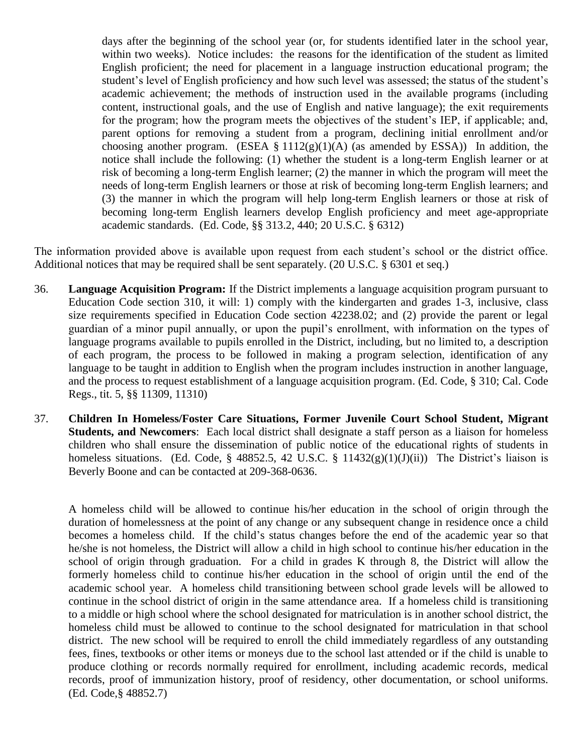days after the beginning of the school year (or, for students identified later in the school year, within two weeks). Notice includes: the reasons for the identification of the student as limited English proficient; the need for placement in a language instruction educational program; the student's level of English proficiency and how such level was assessed; the status of the student's academic achievement; the methods of instruction used in the available programs (including content, instructional goals, and the use of English and native language); the exit requirements for the program; how the program meets the objectives of the student's IEP, if applicable; and, parent options for removing a student from a program, declining initial enrollment and/or choosing another program. (ESEA § 1112(g)(1)(A) (as amended by ESSA)) In addition, the notice shall include the following: (1) whether the student is a long-term English learner or at risk of becoming a long-term English learner; (2) the manner in which the program will meet the needs of long-term English learners or those at risk of becoming long-term English learners; and (3) the manner in which the program will help long-term English learners or those at risk of becoming long-term English learners develop English proficiency and meet age-appropriate academic standards. (Ed. Code, §§ 313.2, 440; 20 U.S.C. § 6312)

The information provided above is available upon request from each student's school or the district office. Additional notices that may be required shall be sent separately. (20 U.S.C. § 6301 et seq.)

36. **Language Acquisition Program:** If the District implements a language acquisition program pursuant to Education Code section 310, it will: 1) comply with the kindergarten and grades 1-3, inclusive, class size requirements specified in Education Code section 42238.02; and (2) provide the parent or legal guardian of a minor pupil annually, or upon the pupil's enrollment, with information on the types of language programs available to pupils enrolled in the District, including, but no limited to, a description of each program, the process to be followed in making a program selection, identification of any language to be taught in addition to English when the program includes instruction in another language, and the process to request establishment of a language acquisition program. (Ed. Code, § 310; Cal. Code Regs., tit. 5, §§ 11309, 11310)

37. **Children In Homeless/Foster Care Situations, Former Juvenile Court School Student, Migrant Students, and Newcomers**: Each local district shall designate a staff person as a liaison for homeless children who shall ensure the dissemination of public notice of the educational rights of students in homeless situations. (Ed. Code, § 48852.5, 42 U.S.C. § 11432(g)(1)(J)(ii)) The District's liaison is Beverly Boone and can be contacted at 209-368-0636.

    A homeless child will be allowed to continue his/her education in the school of origin through the duration of homelessness at the point of any change or any subsequent change in residence once a child becomes a homeless child. If the child's status changes before the end of the academic year so that he/she is not homeless, the District will allow a child in high school to continue his/her education in the school of origin through graduation. For a child in grades K through 8, the District will allow the formerly homeless child to continue his/her education in the school of origin until the end of the academic school year. A homeless child transitioning between school grade levels will be allowed to continue in the school district of origin in the same attendance area. If a homeless child is transitioning to a middle or high school where the school designated for matriculation is in another school district, the homeless child must be allowed to continue to the school designated for matriculation in that school district. The new school will be required to enroll the child immediately regardless of any outstanding fees, fines, textbooks or other items or moneys due to the school last attended or if the child is unable to produce clothing or records normally required for enrollment, including academic records, medical records, proof of immunization history, proof of residency, other documentation, or school uniforms. (Ed. Code,§ 48852.7)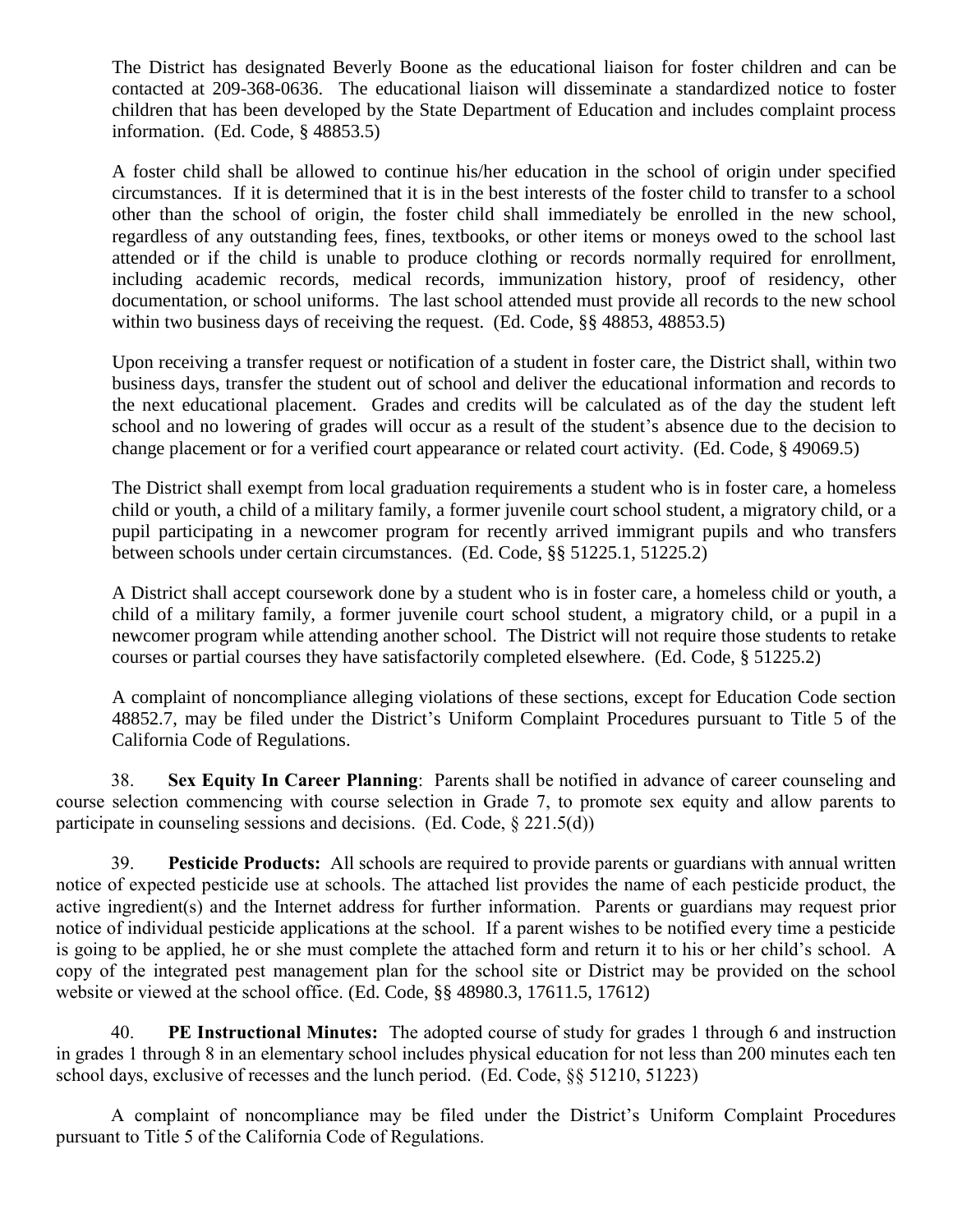The District has designated Beverly Boone as the educational liaison for foster children and can be contacted at 209-368-0636. The educational liaison will disseminate a standardized notice to foster children that has been developed by the State Department of Education and includes complaint process information. (Ed. Code, § 48853.5)

A foster child shall be allowed to continue his/her education in the school of origin under specified circumstances. If it is determined that it is in the best interests of the foster child to transfer to a school other than the school of origin, the foster child shall immediately be enrolled in the new school, regardless of any outstanding fees, fines, textbooks, or other items or moneys owed to the school last attended or if the child is unable to produce clothing or records normally required for enrollment, including academic records, medical records, immunization history, proof of residency, other documentation, or school uniforms. The last school attended must provide all records to the new school within two business days of receiving the request. (Ed. Code, §§ 48853, 48853.5)

Upon receiving a transfer request or notification of a student in foster care, the District shall, within two business days, transfer the student out of school and deliver the educational information and records to the next educational placement. Grades and credits will be calculated as of the day the student left school and no lowering of grades will occur as a result of the student's absence due to the decision to change placement or for a verified court appearance or related court activity. (Ed. Code, § 49069.5)

The District shall exempt from local graduation requirements a student who is in foster care, a homeless child or youth, a child of a military family, a former juvenile court school student, a migratory child, or a pupil participating in a newcomer program for recently arrived immigrant pupils and who transfers between schools under certain circumstances. (Ed. Code, §§ 51225.1, 51225.2)

A District shall accept coursework done by a student who is in foster care, a homeless child or youth, a child of a military family, a former juvenile court school student, a migratory child, or a pupil in a newcomer program while attending another school. The District will not require those students to retake courses or partial courses they have satisfactorily completed elsewhere. (Ed. Code, § 51225.2)

A complaint of noncompliance alleging violations of these sections, except for Education Code section 48852.7, may be filed under the District's Uniform Complaint Procedures pursuant to Title 5 of the California Code of Regulations.

38. **Sex Equity In Career Planning**: Parents shall be notified in advance of career counseling and course selection commencing with course selection in Grade 7, to promote sex equity and allow parents to participate in counseling sessions and decisions. (Ed. Code, § 221.5(d))

39. **Pesticide Products:** All schools are required to provide parents or guardians with annual written notice of expected pesticide use at schools. The attached list provides the name of each pesticide product, the active ingredient(s) and the Internet address for further information. Parents or guardians may request prior notice of individual pesticide applications at the school. If a parent wishes to be notified every time a pesticide is going to be applied, he or she must complete the attached form and return it to his or her child's school. A copy of the integrated pest management plan for the school site or District may be provided on the school website or viewed at the school office. (Ed. Code, §§ 48980.3, 17611.5, 17612)

40. **PE Instructional Minutes:** The adopted course of study for grades 1 through 6 and instruction in grades 1 through 8 in an elementary school includes physical education for not less than 200 minutes each ten school days, exclusive of recesses and the lunch period. (Ed. Code, §§ 51210, 51223)

A complaint of noncompliance may be filed under the District's Uniform Complaint Procedures pursuant to Title 5 of the California Code of Regulations.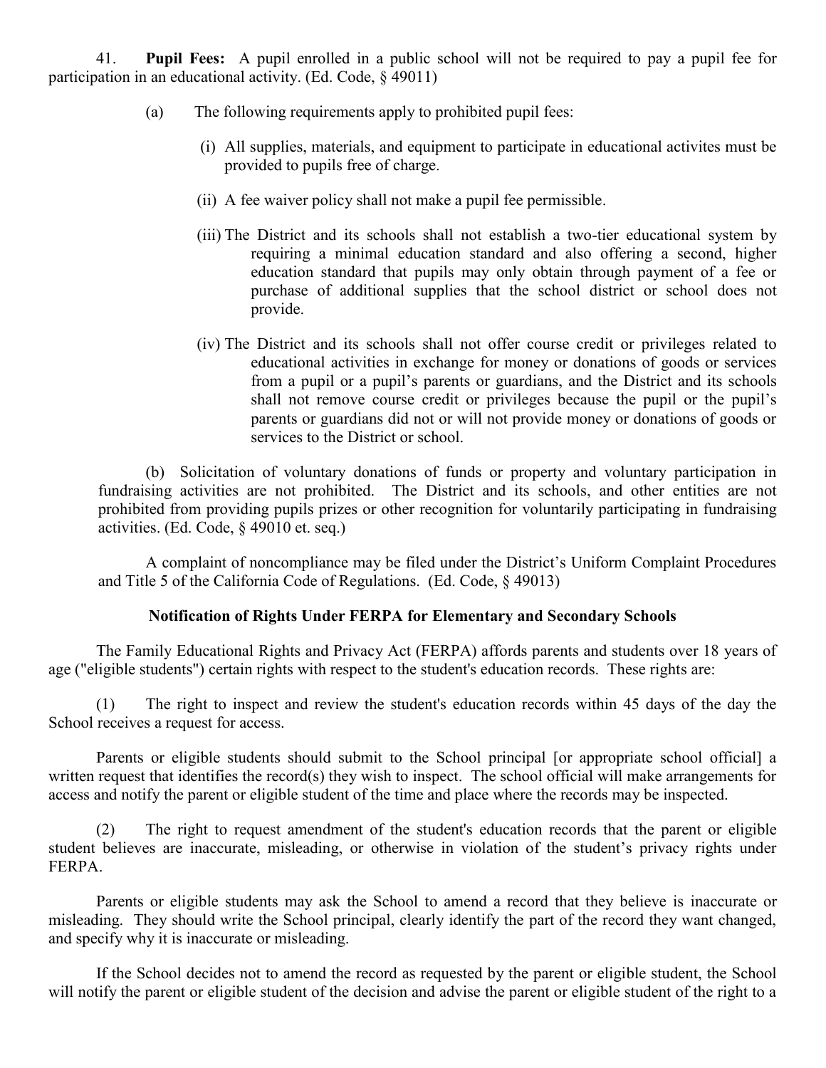41. **Pupil Fees:** A pupil enrolled in a public school will not be required to pay a pupil fee for participation in an educational activity. (Ed. Code, § 49011)

(a) The following requirements apply to prohibited pupil fees:

(i) All supplies, materials, and equipment to participate in educational activites must be provided to pupils free of charge.

(ii) A fee waiver policy shall not make a pupil fee permissible.

(iii) The District and its schools shall not establish a two-tier educational system by requiring a minimal education standard and also offering a second, higher education standard that pupils may only obtain through payment of a fee or purchase of additional supplies that the school district or school does not provide.

(iv) The District and its schools shall not offer course credit or privileges related to educational activities in exchange for money or donations of goods or services from a pupil or a pupil's parents or guardians, and the District and its schools shall not remove course credit or privileges because the pupil or the pupil's parents or guardians did not or will not provide money or donations of goods or services to the District or school.

(b) Solicitation of voluntary donations of funds or property and voluntary participation in fundraising activities are not prohibited. The District and its schools, and other entities are not prohibited from providing pupils prizes or other recognition for voluntarily participating in fundraising activities. (Ed. Code, § 49010 et. seq.)

A complaint of noncompliance may be filed under the District's Uniform Complaint Procedures and Title 5 of the California Code of Regulations. (Ed. Code, § 49013)

**Notification of Rights Under FERPA for Elementary and Secondary Schools**

The Family Educational Rights and Privacy Act (FERPA) affords parents and students over 18 years of age ("eligible students") certain rights with respect to the student's education records. These rights are:

(1) The right to inspect and review the student's education records within 45 days of the day the School receives a request for access.

Parents or eligible students should submit to the School principal [or appropriate school official] a written request that identifies the record(s) they wish to inspect. The school official will make arrangements for access and notify the parent or eligible student of the time and place where the records may be inspected.

(2) The right to request amendment of the student's education records that the parent or eligible student believes are inaccurate, misleading, or otherwise in violation of the student's privacy rights under FERPA.

Parents or eligible students may ask the School to amend a record that they believe is inaccurate or misleading. They should write the School principal, clearly identify the part of the record they want changed, and specify why it is inaccurate or misleading.

If the School decides not to amend the record as requested by the parent or eligible student, the School will notify the parent or eligible student of the decision and advise the parent or eligible student of the right to a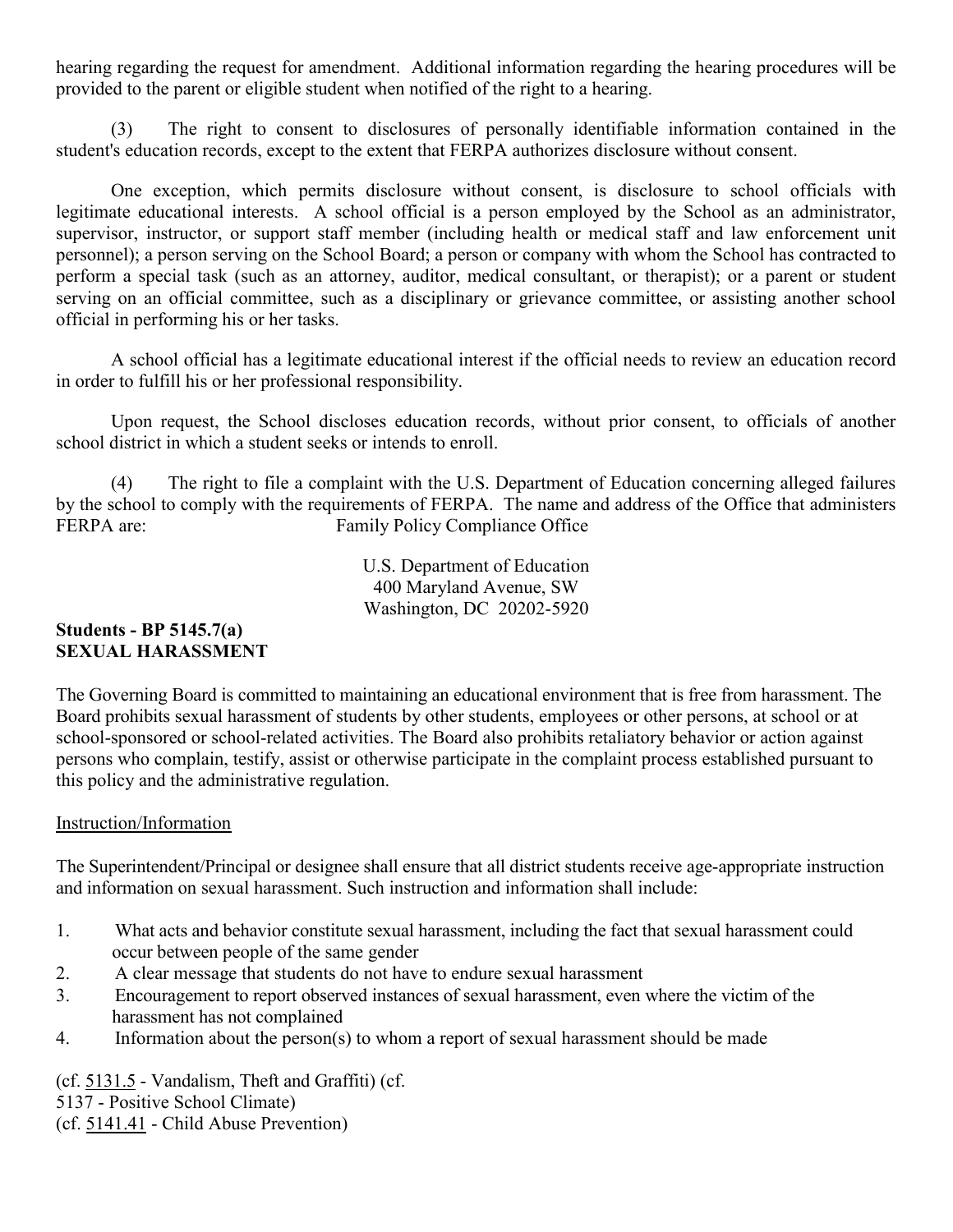hearing regarding the request for amendment. Additional information regarding the hearing procedures will be provided to the parent or eligible student when notified of the right to a hearing.

(3) The right to consent to disclosures of personally identifiable information contained in the student's education records, except to the extent that FERPA authorizes disclosure without consent.

One exception, which permits disclosure without consent, is disclosure to school officials with legitimate educational interests. A school official is a person employed by the School as an administrator, supervisor, instructor, or support staff member (including health or medical staff and law enforcement unit personnel); a person serving on the School Board; a person or company with whom the School has contracted to perform a special task (such as an attorney, auditor, medical consultant, or therapist); or a parent or student serving on an official committee, such as a disciplinary or grievance committee, or assisting another school official in performing his or her tasks.

A school official has a legitimate educational interest if the official needs to review an education record in order to fulfill his or her professional responsibility.

Upon request, the School discloses education records, without prior consent, to officials of another school district in which a student seeks or intends to enroll.

(4) The right to file a complaint with the U.S. Department of Education concerning alleged failures by the school to comply with the requirements of FERPA. The name and address of the Office that administers FERPA are:

Family Policy Compliance Office
U.S. Department of Education
400 Maryland Avenue, SW
Washington, DC 20202-5920

**Students - BP 5145.7(a)**
**SEXUAL HARASSMENT**

The Governing Board is committed to maintaining an educational environment that is free from harassment. The Board prohibits sexual harassment of students by other students, employees or other persons, at school or at school-sponsored or school-related activities. The Board also prohibits retaliatory behavior or action against persons who complain, testify, assist or otherwise participate in the complaint process established pursuant to this policy and the administrative regulation.

Instruction/Information

The Superintendent/Principal or designee shall ensure that all district students receive age-appropriate instruction and information on sexual harassment. Such instruction and information shall include:

1. What acts and behavior constitute sexual harassment, including the fact that sexual harassment could occur between people of the same gender
2. A clear message that students do not have to endure sexual harassment
3. Encouragement to report observed instances of sexual harassment, even where the victim of the harassment has not complained
4. Information about the person(s) to whom a report of sexual harassment should be made

(cf. 5131.5 - Vandalism, Theft and Graffiti) (cf. 5137 - Positive School Climate)
(cf. 5141.41 - Child Abuse Prevention)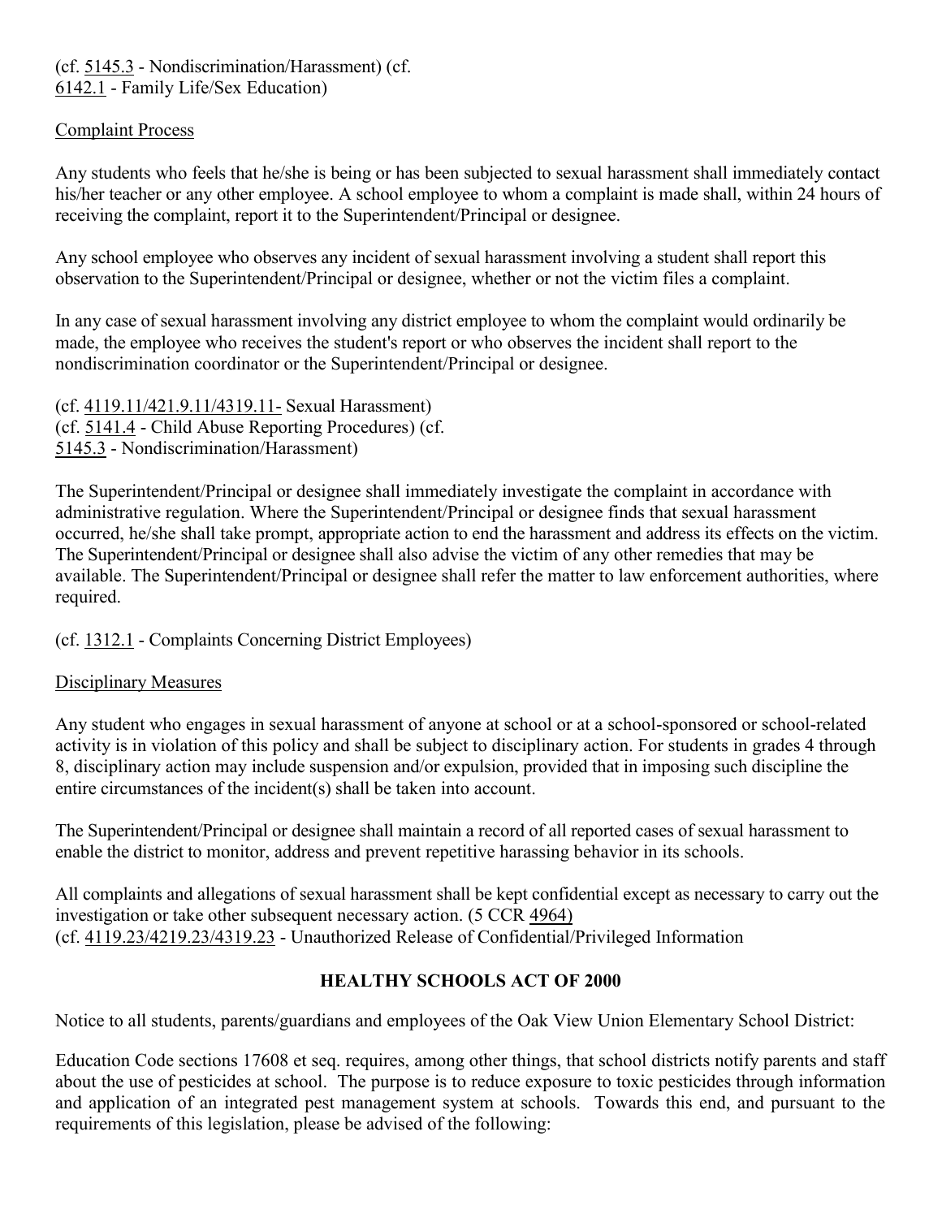(cf. 5145.3 - Nondiscrimination/Harassment) (cf. 6142.1 - Family Life/Sex Education)

Complaint Process

Any students who feels that he/she is being or has been subjected to sexual harassment shall immediately contact his/her teacher or any other employee. A school employee to whom a complaint is made shall, within 24 hours of receiving the complaint, report it to the Superintendent/Principal or designee.

Any school employee who observes any incident of sexual harassment involving a student shall report this observation to the Superintendent/Principal or designee, whether or not the victim files a complaint.

In any case of sexual harassment involving any district employee to whom the complaint would ordinarily be made, the employee who receives the student's report or who observes the incident shall report to the nondiscrimination coordinator or the Superintendent/Principal or designee.

(cf. 4119.11/421.9.11/4319.11- Sexual Harassment)
(cf. 5141.4 - Child Abuse Reporting Procedures) (cf. 5145.3 - Nondiscrimination/Harassment)

The Superintendent/Principal or designee shall immediately investigate the complaint in accordance with administrative regulation. Where the Superintendent/Principal or designee finds that sexual harassment occurred, he/she shall take prompt, appropriate action to end the harassment and address its effects on the victim. The Superintendent/Principal or designee shall also advise the victim of any other remedies that may be available. The Superintendent/Principal or designee shall refer the matter to law enforcement authorities, where required.

(cf. 1312.1 - Complaints Concerning District Employees)

Disciplinary Measures

Any student who engages in sexual harassment of anyone at school or at a school-sponsored or school-related activity is in violation of this policy and shall be subject to disciplinary action. For students in grades 4 through 8, disciplinary action may include suspension and/or expulsion, provided that in imposing such discipline the entire circumstances of the incident(s) shall be taken into account.

The Superintendent/Principal or designee shall maintain a record of all reported cases of sexual harassment to enable the district to monitor, address and prevent repetitive harassing behavior in its schools.

All complaints and allegations of sexual harassment shall be kept confidential except as necessary to carry out the investigation or take other subsequent necessary action. (5 CCR 4964)
(cf. 4119.23/4219.23/4319.23 - Unauthorized Release of Confidential/Privileged Information

## HEALTHY SCHOOLS ACT OF 2000

Notice to all students, parents/guardians and employees of the Oak View Union Elementary School District:

Education Code sections 17608 et seq. requires, among other things, that school districts notify parents and staff about the use of pesticides at school. The purpose is to reduce exposure to toxic pesticides through information and application of an integrated pest management system at schools. Towards this end, and pursuant to the requirements of this legislation, please be advised of the following: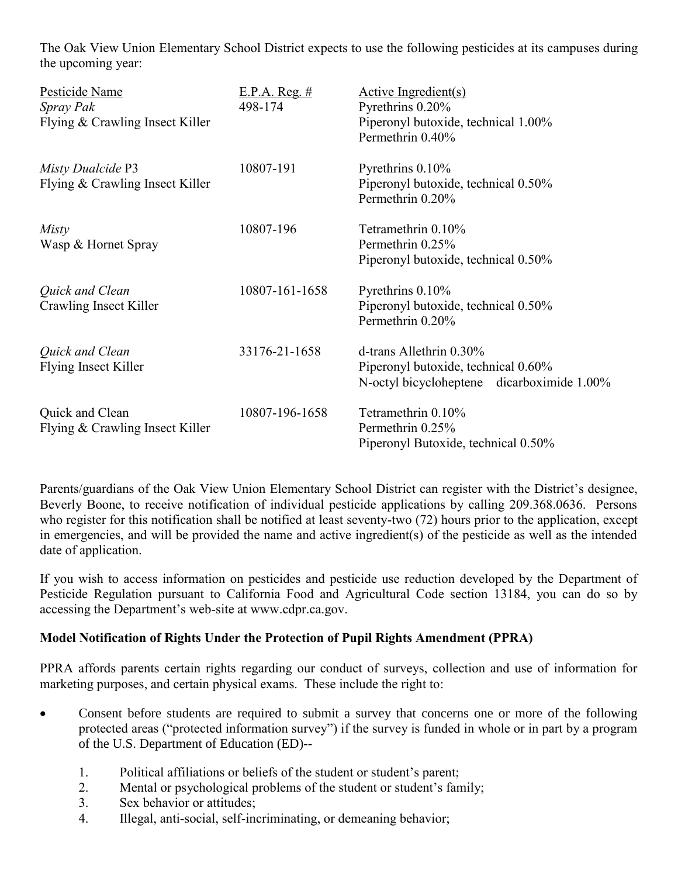The Oak View Union Elementary School District expects to use the following pesticides at its campuses during the upcoming year:

| Pesticide Name | E.P.A. Reg. # | Active Ingredient(s) |
| --- | --- | --- |
| *Spray Pak* Flying & Crawling Insect Killer | 498-174 | Pyrethrins 0.20%<br>Piperonyl butoxide, technical 1.00%<br>Permethrin 0.40% |
| *Misty Dualcide* P3 Flying & Crawling Insect Killer | 10807-191 | Pyrethrins 0.10%<br>Piperonyl butoxide, technical 0.50%<br>Permethrin 0.20% |
| *Misty* Wasp & Hornet Spray | 10807-196 | Tetramethrin 0.10%<br>Permethrin 0.25%<br>Piperonyl butoxide, technical 0.50% |
| *Quick and Clean* Crawling Insect Killer | 10807-161-1658 | Pyrethrins 0.10%<br>Piperonyl butoxide, technical 0.50%<br>Permethrin 0.20% |
| *Quick and Clean* Flying Insect Killer | 33176-21-1658 | d-trans Allethrin 0.30%<br>Piperonyl butoxide, technical 0.60%<br>N-octyl bicycloheptene dicarboximide 1.00% |
| Quick and Clean Flying & Crawling Insect Killer | 10807-196-1658 | Tetramethrin 0.10%<br>Permethrin 0.25%<br>Piperonyl Butoxide, technical 0.50% |

Parents/guardians of the Oak View Union Elementary School District can register with the District's designee, Beverly Boone, to receive notification of individual pesticide applications by calling 209.368.0636. Persons who register for this notification shall be notified at least seventy-two (72) hours prior to the application, except in emergencies, and will be provided the name and active ingredient(s) of the pesticide as well as the intended date of application.

If you wish to access information on pesticides and pesticide use reduction developed by the Department of Pesticide Regulation pursuant to California Food and Agricultural Code section 13184, you can do so by accessing the Department's web-site at www.cdpr.ca.gov.

**Model Notification of Rights Under the Protection of Pupil Rights Amendment (PPRA)**

PPRA affords parents certain rights regarding our conduct of surveys, collection and use of information for marketing purposes, and certain physical exams. These include the right to:

- Consent before students are required to submit a survey that concerns one or more of the following protected areas ("protected information survey") if the survey is funded in whole or in part by a program of the U.S. Department of Education (ED)--
    1. Political affiliations or beliefs of the student or student's parent;
    2. Mental or psychological problems of the student or student's family;
    3. Sex behavior or attitudes;
    4. Illegal, anti-social, self-incriminating, or demeaning behavior;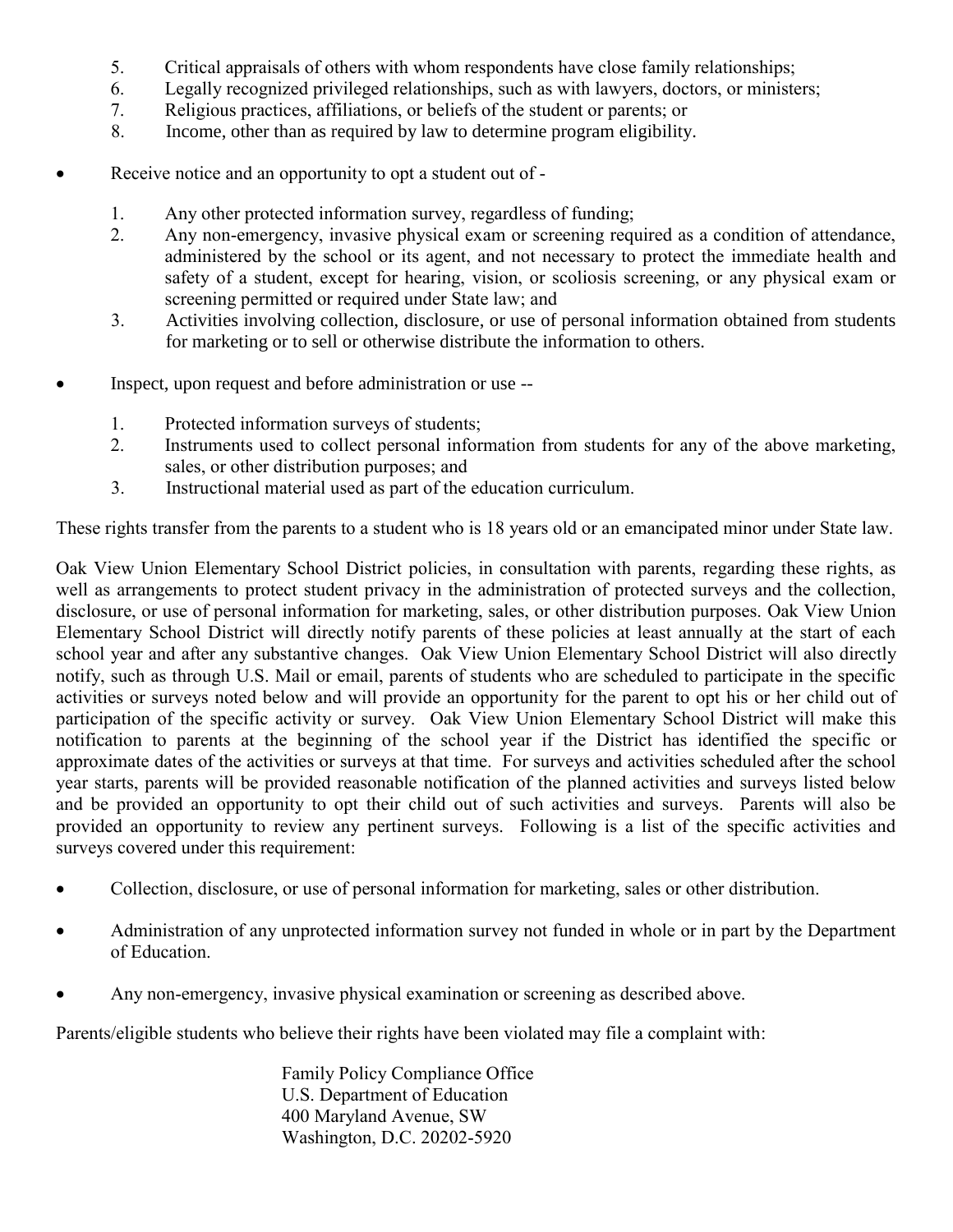5. Critical appraisals of others with whom respondents have close family relationships;
6. Legally recognized privileged relationships, such as with lawyers, doctors, or ministers;
7. Religious practices, affiliations, or beliefs of the student or parents; or
8. Income, other than as required by law to determine program eligibility.

- Receive notice and an opportunity to opt a student out of -

  1. Any other protected information survey, regardless of funding;
  2. Any non-emergency, invasive physical exam or screening required as a condition of attendance, administered by the school or its agent, and not necessary to protect the immediate health and safety of a student, except for hearing, vision, or scoliosis screening, or any physical exam or screening permitted or required under State law; and
  3. Activities involving collection, disclosure, or use of personal information obtained from students for marketing or to sell or otherwise distribute the information to others.

- Inspect, upon request and before administration or use --

  1. Protected information surveys of students;
  2. Instruments used to collect personal information from students for any of the above marketing, sales, or other distribution purposes; and
  3. Instructional material used as part of the education curriculum.

These rights transfer from the parents to a student who is 18 years old or an emancipated minor under State law.

Oak View Union Elementary School District policies, in consultation with parents, regarding these rights, as well as arrangements to protect student privacy in the administration of protected surveys and the collection, disclosure, or use of personal information for marketing, sales, or other distribution purposes. Oak View Union Elementary School District will directly notify parents of these policies at least annually at the start of each school year and after any substantive changes. Oak View Union Elementary School District will also directly notify, such as through U.S. Mail or email, parents of students who are scheduled to participate in the specific activities or surveys noted below and will provide an opportunity for the parent to opt his or her child out of participation of the specific activity or survey. Oak View Union Elementary School District will make this notification to parents at the beginning of the school year if the District has identified the specific or approximate dates of the activities or surveys at that time. For surveys and activities scheduled after the school year starts, parents will be provided reasonable notification of the planned activities and surveys listed below and be provided an opportunity to opt their child out of such activities and surveys. Parents will also be provided an opportunity to review any pertinent surveys. Following is a list of the specific activities and surveys covered under this requirement:

- Collection, disclosure, or use of personal information for marketing, sales or other distribution.
- Administration of any unprotected information survey not funded in whole or in part by the Department of Education.
- Any non-emergency, invasive physical examination or screening as described above.

Parents/eligible students who believe their rights have been violated may file a complaint with:

Family Policy Compliance Office
U.S. Department of Education
400 Maryland Avenue, SW
Washington, D.C. 20202-5920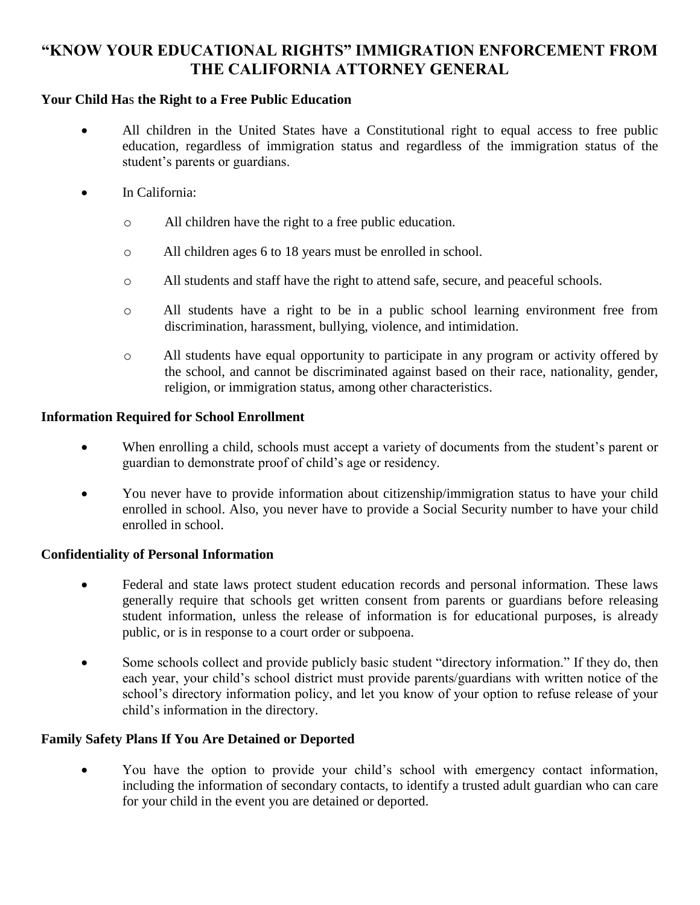# "KNOW YOUR EDUCATIONAL RIGHTS" IMMIGRATION ENFORCEMENT FROM THE CALIFORNIA ATTORNEY GENERAL

## Your Child Has the Right to a Free Public Education

- All children in the United States have a Constitutional right to equal access to free public education, regardless of immigration status and regardless of the immigration status of the student's parents or guardians.
- In California:
  - All children have the right to a free public education.
  - All children ages 6 to 18 years must be enrolled in school.
  - All students and staff have the right to attend safe, secure, and peaceful schools.
  - All students have a right to be in a public school learning environment free from discrimination, harassment, bullying, violence, and intimidation.
  - All students have equal opportunity to participate in any program or activity offered by the school, and cannot be discriminated against based on their race, nationality, gender, religion, or immigration status, among other characteristics.

## Information Required for School Enrollment

- When enrolling a child, schools must accept a variety of documents from the student's parent or guardian to demonstrate proof of child's age or residency.
- You never have to provide information about citizenship/immigration status to have your child enrolled in school. Also, you never have to provide a Social Security number to have your child enrolled in school.

## Confidentiality of Personal Information

- Federal and state laws protect student education records and personal information. These laws generally require that schools get written consent from parents or guardians before releasing student information, unless the release of information is for educational purposes, is already public, or is in response to a court order or subpoena.
- Some schools collect and provide publicly basic student "directory information." If they do, then each year, your child's school district must provide parents/guardians with written notice of the school's directory information policy, and let you know of your option to refuse release of your child's information in the directory.

## Family Safety Plans If You Are Detained or Deported

- You have the option to provide your child's school with emergency contact information, including the information of secondary contacts, to identify a trusted adult guardian who can care for your child in the event you are detained or deported.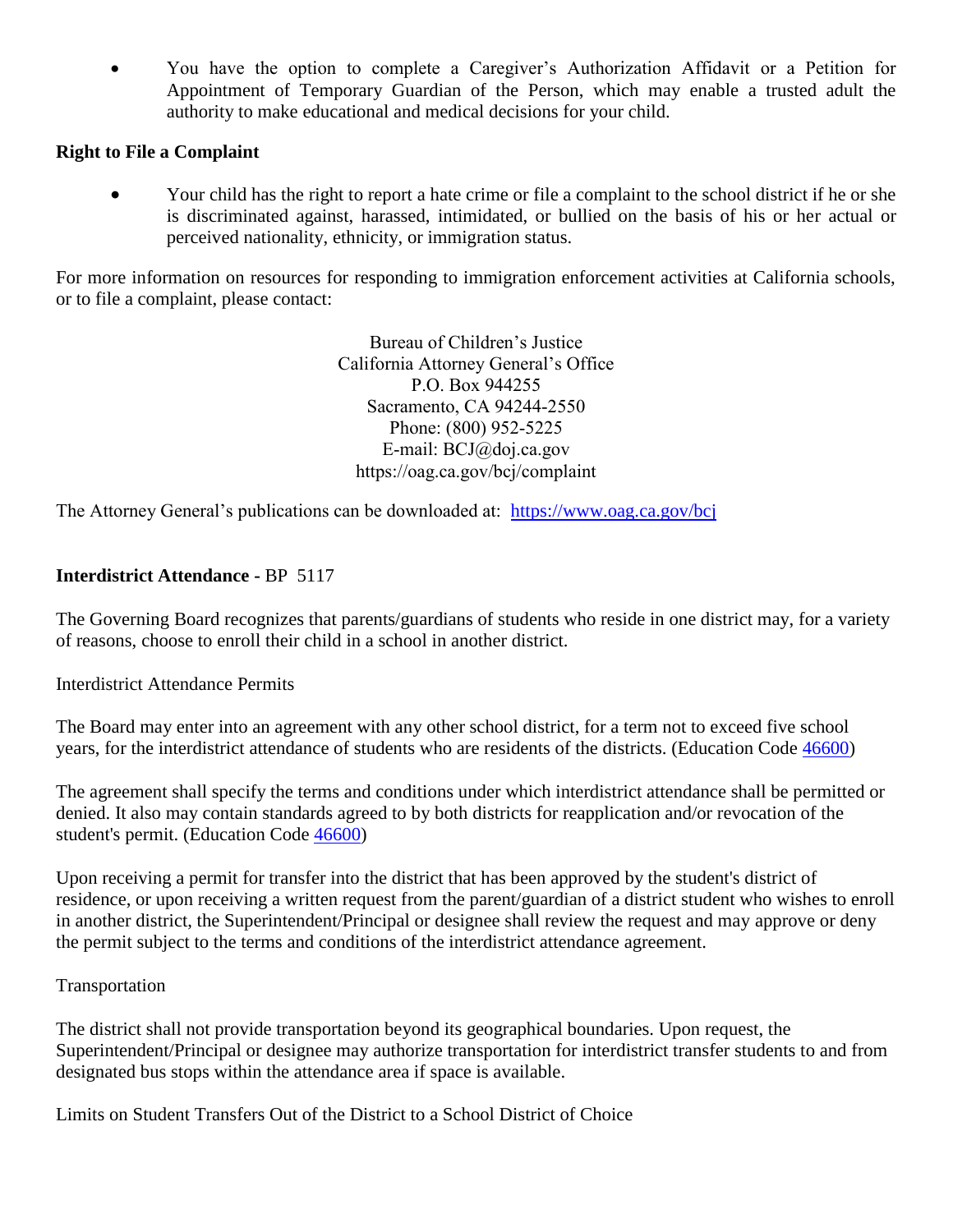- You have the option to complete a Caregiver's Authorization Affidavit or a Petition for Appointment of Temporary Guardian of the Person, which may enable a trusted adult the authority to make educational and medical decisions for your child.

**Right to File a Complaint**

- Your child has the right to report a hate crime or file a complaint to the school district if he or she is discriminated against, harassed, intimidated, or bullied on the basis of his or her actual or perceived nationality, ethnicity, or immigration status.

For more information on resources for responding to immigration enforcement activities at California schools, or to file a complaint, please contact:

Bureau of Children's Justice
California Attorney General's Office
P.O. Box 944255
Sacramento, CA 94244-2550
Phone: (800) 952-5225
E-mail: BCJ@doj.ca.gov
https://oag.ca.gov/bcj/complaint

The Attorney General's publications can be downloaded at: [https://www.oag.ca.gov/bcj](https://www.oag.ca.gov/bcj)

**Interdistrict Attendance -** BP 5117

The Governing Board recognizes that parents/guardians of students who reside in one district may, for a variety of reasons, choose to enroll their child in a school in another district.

Interdistrict Attendance Permits

The Board may enter into an agreement with any other school district, for a term not to exceed five school years, for the interdistrict attendance of students who are residents of the districts. (Education Code 46600)

The agreement shall specify the terms and conditions under which interdistrict attendance shall be permitted or denied. It also may contain standards agreed to by both districts for reapplication and/or revocation of the student's permit. (Education Code 46600)

Upon receiving a permit for transfer into the district that has been approved by the student's district of residence, or upon receiving a written request from the parent/guardian of a district student who wishes to enroll in another district, the Superintendent/Principal or designee shall review the request and may approve or deny the permit subject to the terms and conditions of the interdistrict attendance agreement.

Transportation

The district shall not provide transportation beyond its geographical boundaries. Upon request, the Superintendent/Principal or designee may authorize transportation for interdistrict transfer students to and from designated bus stops within the attendance area if space is available.

Limits on Student Transfers Out of the District to a School District of Choice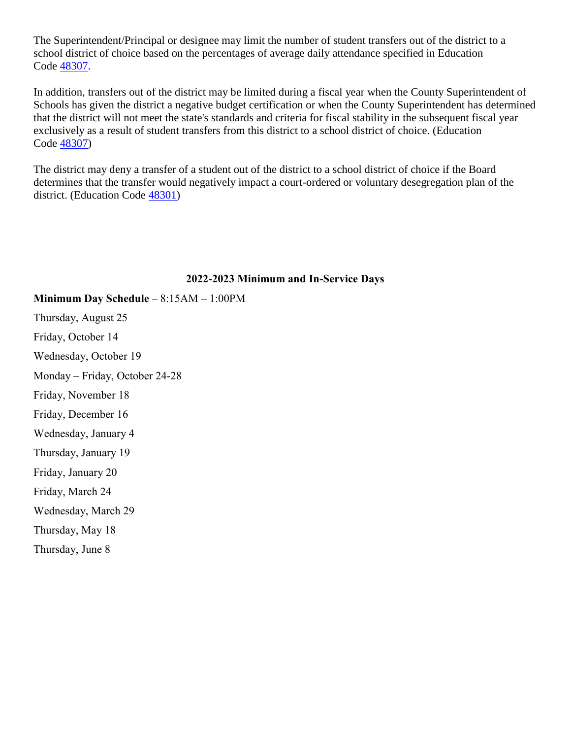The Superintendent/Principal or designee may limit the number of student transfers out of the district to a school district of choice based on the percentages of average daily attendance specified in Education Code 48307.

In addition, transfers out of the district may be limited during a fiscal year when the County Superintendent of Schools has given the district a negative budget certification or when the County Superintendent has determined that the district will not meet the state's standards and criteria for fiscal stability in the subsequent fiscal year exclusively as a result of student transfers from this district to a school district of choice. (Education Code 48307)

The district may deny a transfer of a student out of the district to a school district of choice if the Board determines that the transfer would negatively impact a court-ordered or voluntary desegregation plan of the district. (Education Code 48301)

## 2022-2023 Minimum and In-Service Days

**Minimum Day Schedule** – 8:15AM – 1:00PM

Thursday, August 25

Friday, October 14

Wednesday, October 19

Monday – Friday, October 24-28

Friday, November 18

Friday, December 16

Wednesday, January 4

Thursday, January 19

Friday, January 20

Friday, March 24

Wednesday, March 29

Thursday, May 18

Thursday, June 8